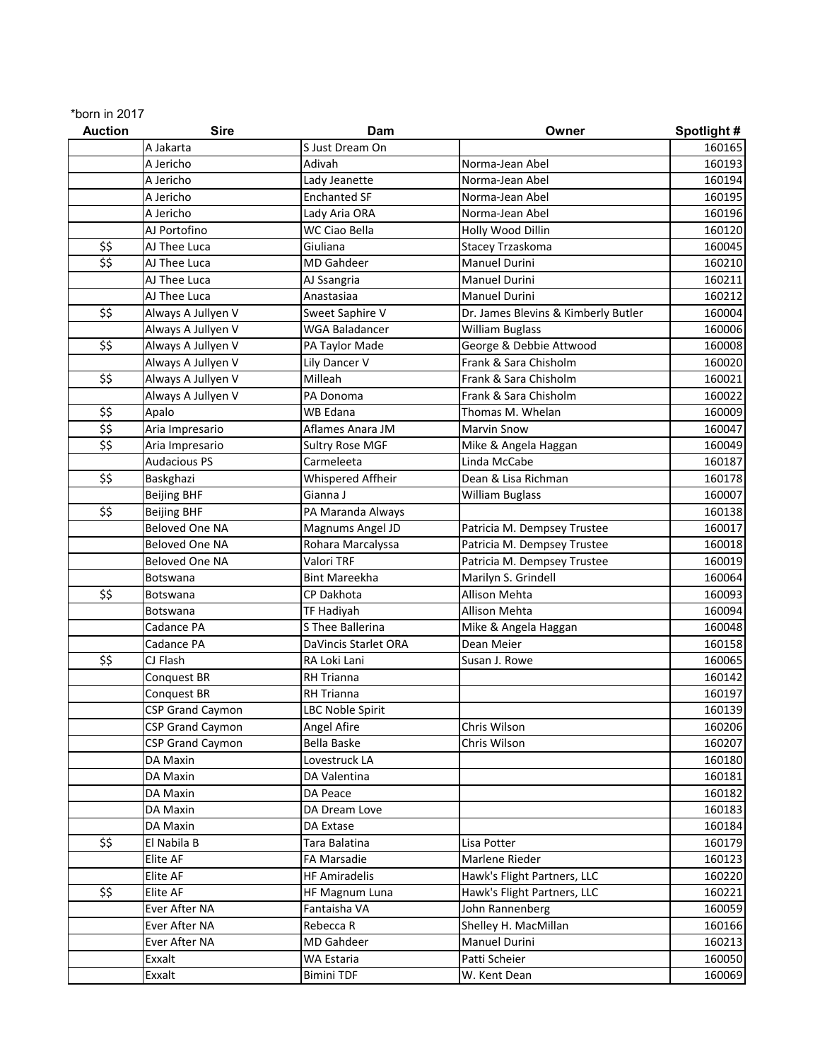*born in 2017

| Auction | Sire | Dam | Owner | Spotlight # |
|---|---|---|---|---|
| | A Jakarta | S Just Dream On | | 160165 |
| | A Jericho | Adivah | Norma-Jean Abel | 160193 |
| | A Jericho | Lady Jeanette | Norma-Jean Abel | 160194 |
| | A Jericho | Enchanted SF | Norma-Jean Abel | 160195 |
| | A Jericho | Lady Aria ORA | Norma-Jean Abel | 160196 |
| | AJ Portofino | WC Ciao Bella | Holly Wood Dillin | 160120 |
| $$ | AJ Thee Luca | Giuliana | Stacey Trzaskoma | 160045 |
| $$ | AJ Thee Luca | MD Gahdeer | Manuel Durini | 160210 |
| | AJ Thee Luca | AJ Ssangria | Manuel Durini | 160211 |
| | AJ Thee Luca | Anastasiaa | Manuel Durini | 160212 |
| $$ | Always A Jullyen V | Sweet Saphire V | Dr. James Blevins & Kimberly Butler | 160004 |
| | Always A Jullyen V | WGA Baladancer | William Buglass | 160006 |
| $$ | Always A Jullyen V | PA Taylor Made | George & Debbie Attwood | 160008 |
| | Always A Jullyen V | Lily Dancer V | Frank & Sara Chisholm | 160020 |
| $$ | Always A Jullyen V | Milleah | Frank & Sara Chisholm | 160021 |
| | Always A Jullyen V | PA Donoma | Frank & Sara Chisholm | 160022 |
| $$ | Apalo | WB Edana | Thomas M. Whelan | 160009 |
| $$ | Aria Impresario | Aflames Anara JM | Marvin Snow | 160047 |
| $$ | Aria Impresario | Sultry Rose MGF | Mike & Angela Haggan | 160049 |
| | Audacious PS | Carmeleeta | Linda McCabe | 160187 |
| $$ | Baskghazi | Whispered Affheir | Dean & Lisa Richman | 160178 |
| | Beijing BHF | Gianna J | William Buglass | 160007 |
| $$ | Beijing BHF | PA Maranda Always | | 160138 |
| | Beloved One NA | Magnums Angel JD | Patricia M. Dempsey Trustee | 160017 |
| | Beloved One NA | Rohara Marcalyssa | Patricia M. Dempsey Trustee | 160018 |
| | Beloved One NA | Valori TRF | Patricia M. Dempsey Trustee | 160019 |
| | Botswana | Bint Mareekha | Marilyn S. Grindell | 160064 |
| $$ | Botswana | CP Dakhota | Allison Mehta | 160093 |
| | Botswana | TF Hadiyah | Allison Mehta | 160094 |
| | Cadance PA | S Thee Ballerina | Mike & Angela Haggan | 160048 |
| | Cadance PA | DaVincis Starlet ORA | Dean Meier | 160158 |
| $$ | CJ Flash | RA Loki Lani | Susan J. Rowe | 160065 |
| | Conquest BR | RH Trianna | | 160142 |
| | Conquest BR | RH Trianna | | 160197 |
| | CSP Grand Caymon | LBC Noble Spirit | | 160139 |
| | CSP Grand Caymon | Angel Afire | Chris Wilson | 160206 |
| | CSP Grand Caymon | Bella Baske | Chris Wilson | 160207 |
| | DA Maxin | Lovestruck LA | | 160180 |
| | DA Maxin | DA Valentina | | 160181 |
| | DA Maxin | DA Peace | | 160182 |
| | DA Maxin | DA Dream Love | | 160183 |
| | DA Maxin | DA Extase | | 160184 |
| $$ | El Nabila B | Tara Balatina | Lisa Potter | 160179 |
| | Elite AF | FA Marsadie | Marlene Rieder | 160123 |
| | Elite AF | HF Amiradelis | Hawk's Flight Partners, LLC | 160220 |
| $$ | Elite AF | HF Magnum Luna | Hawk's Flight Partners, LLC | 160221 |
| | Ever After NA | Fantaisha VA | John Rannenberg | 160059 |
| | Ever After NA | Rebecca R | Shelley H. MacMillan | 160166 |
| | Ever After NA | MD Gahdeer | Manuel Durini | 160213 |
| | Exxalt | WA Estaria | Patti Scheier | 160050 |
| | Exxalt | Bimini TDF | W. Kent Dean | 160069 |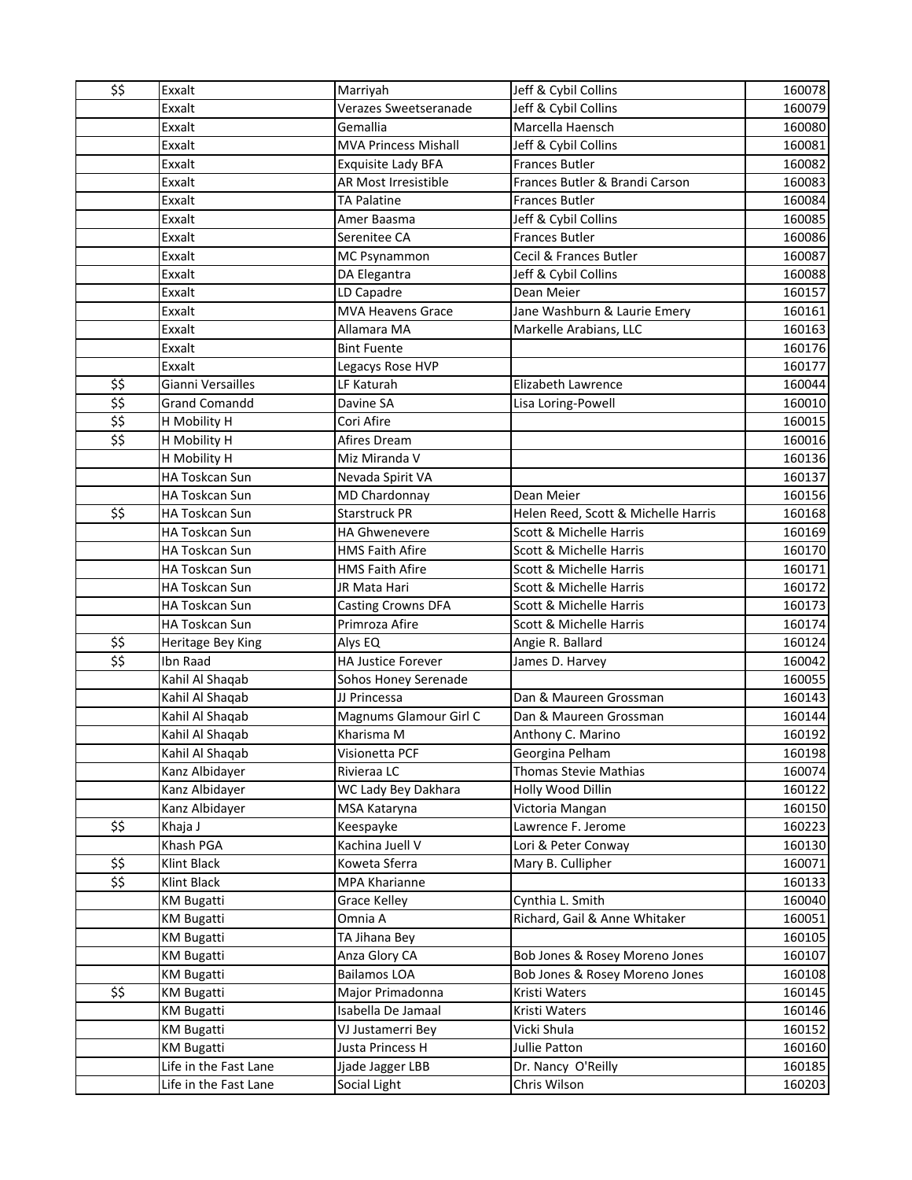| | | | | |
|---|---|---|---|---|
| $$ | Exxalt | Marriyah | Jeff & Cybil Collins | 160078 |
| | Exxalt | Verazes Sweetseranade | Jeff & Cybil Collins | 160079 |
| | Exxalt | Gemallia | Marcella Haensch | 160080 |
| | Exxalt | MVA Princess Mishall | Jeff & Cybil Collins | 160081 |
| | Exxalt | Exquisite Lady BFA | Frances Butler | 160082 |
| | Exxalt | AR Most Irresistible | Frances Butler & Brandi Carson | 160083 |
| | Exxalt | TA Palatine | Frances Butler | 160084 |
| | Exxalt | Amer Baasma | Jeff & Cybil Collins | 160085 |
| | Exxalt | Serenitee CA | Frances Butler | 160086 |
| | Exxalt | MC Psynammon | Cecil & Frances Butler | 160087 |
| | Exxalt | DA Elegantra | Jeff & Cybil Collins | 160088 |
| | Exxalt | LD Capadre | Dean Meier | 160157 |
| | Exxalt | MVA Heavens Grace | Jane Washburn & Laurie Emery | 160161 |
| | Exxalt | Allamara MA | Markelle Arabians, LLC | 160163 |
| | Exxalt | Bint Fuente | | 160176 |
| | Exxalt | Legacys Rose HVP | | 160177 |
| $$ | Gianni Versailles | LF Katurah | Elizabeth Lawrence | 160044 |
| $$ | Grand Comandd | Davine SA | Lisa Loring-Powell | 160010 |
| $$ | H Mobility H | Cori Afire | | 160015 |
| $$ | H Mobility H | Afires Dream | | 160016 |
| | H Mobility H | Miz Miranda V | | 160136 |
| | HA Toskcan Sun | Nevada Spirit VA | | 160137 |
| | HA Toskcan Sun | MD Chardonnay | Dean Meier | 160156 |
| $$ | HA Toskcan Sun | Starstruck PR | Helen Reed, Scott & Michelle Harris | 160168 |
| | HA Toskcan Sun | HA Ghwenevere | Scott & Michelle Harris | 160169 |
| | HA Toskcan Sun | HMS Faith Afire | Scott & Michelle Harris | 160170 |
| | HA Toskcan Sun | HMS Faith Afire | Scott & Michelle Harris | 160171 |
| | HA Toskcan Sun | JR Mata Hari | Scott & Michelle Harris | 160172 |
| | HA Toskcan Sun | Casting Crowns DFA | Scott & Michelle Harris | 160173 |
| | HA Toskcan Sun | Primroza Afire | Scott & Michelle Harris | 160174 |
| $$ | Heritage Bey King | Alys EQ | Angie R. Ballard | 160124 |
| $$ | Ibn Raad | HA Justice Forever | James D. Harvey | 160042 |
| | Kahil Al Shaqab | Sohos Honey Serenade | | 160055 |
| | Kahil Al Shaqab | JJ Princessa | Dan & Maureen Grossman | 160143 |
| | Kahil Al Shaqab | Magnums Glamour Girl C | Dan & Maureen Grossman | 160144 |
| | Kahil Al Shaqab | Kharisma M | Anthony C. Marino | 160192 |
| | Kahil Al Shaqab | Visionetta PCF | Georgina Pelham | 160198 |
| | Kanz Albidayer | Rivieraa LC | Thomas Stevie Mathias | 160074 |
| | Kanz Albidayer | WC Lady Bey Dakhara | Holly Wood Dillin | 160122 |
| | Kanz Albidayer | MSA Kataryna | Victoria Mangan | 160150 |
| $$ | Khaja J | Keespayke | Lawrence F. Jerome | 160223 |
| | Khash PGA | Kachina Juell V | Lori & Peter Conway | 160130 |
| $$ | Klint Black | Koweta Sferra | Mary B. Cullipher | 160071 |
| $$ | Klint Black | MPA Kharianne | | 160133 |
| | KM Bugatti | Grace Kelley | Cynthia L. Smith | 160040 |
| | KM Bugatti | Omnia A | Richard, Gail & Anne Whitaker | 160051 |
| | KM Bugatti | TA Jihana Bey | | 160105 |
| | KM Bugatti | Anza Glory CA | Bob Jones & Rosey Moreno Jones | 160107 |
| | KM Bugatti | Bailamos LOA | Bob Jones & Rosey Moreno Jones | 160108 |
| $$ | KM Bugatti | Major Primadonna | Kristi Waters | 160145 |
| | KM Bugatti | Isabella De Jamaal | Kristi Waters | 160146 |
| | KM Bugatti | VJ Justamerri Bey | Vicki Shula | 160152 |
| | KM Bugatti | Justa Princess H | Jullie Patton | 160160 |
| | Life in the Fast Lane | Jjade Jagger LBB | Dr. Nancy O'Reilly | 160185 |
| | Life in the Fast Lane | Social Light | Chris Wilson | 160203 |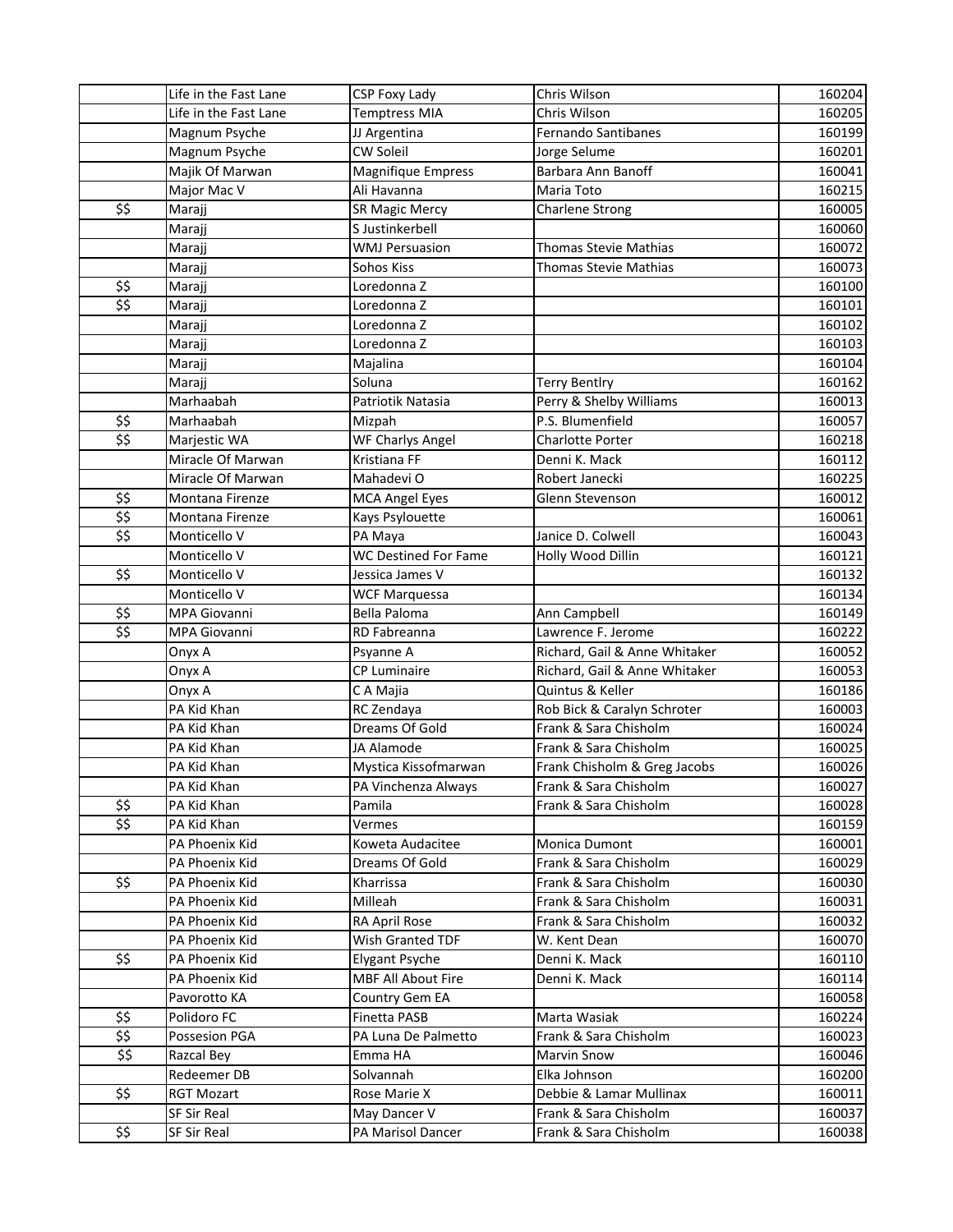| | | | | |
|---|---|---|---|---|
| | Life in the Fast Lane | CSP Foxy Lady | Chris Wilson | 160204 |
| | Life in the Fast Lane | Temptress MIA | Chris Wilson | 160205 |
| | Magnum Psyche | JJ Argentina | Fernando Santibanes | 160199 |
| | Magnum Psyche | CW Soleil | Jorge Selume | 160201 |
| | Majik Of Marwan | Magnifique Empress | Barbara Ann Banoff | 160041 |
| | Major Mac V | Ali Havanna | Maria Toto | 160215 |
| $$ | Marajj | SR Magic Mercy | Charlene Strong | 160005 |
| | Marajj | S Justinkerbell | | 160060 |
| | Marajj | WMJ Persuasion | Thomas Stevie Mathias | 160072 |
| | Marajj | Sohos Kiss | Thomas Stevie Mathias | 160073 |
| $$ | Marajj | Loredonna Z | | 160100 |
| $$ | Marajj | Loredonna Z | | 160101 |
| | Marajj | Loredonna Z | | 160102 |
| | Marajj | Loredonna Z | | 160103 |
| | Marajj | Majalina | | 160104 |
| | Marajj | Soluna | Terry Bentlry | 160162 |
| | Marhaabah | Patriotik Natasia | Perry & Shelby Williams | 160013 |
| $$ | Marhaabah | Mizpah | P.S. Blumenfield | 160057 |
| $$ | Marjestic WA | WF Charlys Angel | Charlotte Porter | 160218 |
| | Miracle Of Marwan | Kristiana FF | Denni K. Mack | 160112 |
| | Miracle Of Marwan | Mahadevi O | Robert Janecki | 160225 |
| $$ | Montana Firenze | MCA Angel Eyes | Glenn Stevenson | 160012 |
| $$ | Montana Firenze | Kays Psylouette | | 160061 |
| $$ | Monticello V | PA Maya | Janice D. Colwell | 160043 |
| | Monticello V | WC Destined For Fame | Holly Wood Dillin | 160121 |
| $$ | Monticello V | Jessica James V | | 160132 |
| | Monticello V | WCF Marquessa | | 160134 |
| $$ | MPA Giovanni | Bella Paloma | Ann Campbell | 160149 |
| $$ | MPA Giovanni | RD Fabreanna | Lawrence F. Jerome | 160222 |
| | Onyx A | Psyanne A | Richard, Gail & Anne Whitaker | 160052 |
| | Onyx A | CP Luminaire | Richard, Gail & Anne Whitaker | 160053 |
| | Onyx A | C A Majia | Quintus & Keller | 160186 |
| | PA Kid Khan | RC Zendaya | Rob Bick & Caralyn Schroter | 160003 |
| | PA Kid Khan | Dreams Of Gold | Frank & Sara Chisholm | 160024 |
| | PA Kid Khan | JA Alamode | Frank & Sara Chisholm | 160025 |
| | PA Kid Khan | Mystica Kissofmarwan | Frank Chisholm & Greg Jacobs | 160026 |
| | PA Kid Khan | PA Vinchenza Always | Frank & Sara Chisholm | 160027 |
| $$ | PA Kid Khan | Pamila | Frank & Sara Chisholm | 160028 |
| $$ | PA Kid Khan | Vermes | | 160159 |
| | PA Phoenix Kid | Koweta Audacitee | Monica Dumont | 160001 |
| | PA Phoenix Kid | Dreams Of Gold | Frank & Sara Chisholm | 160029 |
| $$ | PA Phoenix Kid | Kharrissa | Frank & Sara Chisholm | 160030 |
| | PA Phoenix Kid | Milleah | Frank & Sara Chisholm | 160031 |
| | PA Phoenix Kid | RA April Rose | Frank & Sara Chisholm | 160032 |
| | PA Phoenix Kid | Wish Granted TDF | W. Kent Dean | 160070 |
| $$ | PA Phoenix Kid | Elygant Psyche | Denni K. Mack | 160110 |
| | PA Phoenix Kid | MBF All About Fire | Denni K. Mack | 160114 |
| | Pavorotto KA | Country Gem EA | | 160058 |
| $$ | Polidoro FC | Finetta PASB | Marta Wasiak | 160224 |
| $$ | Possesion PGA | PA Luna De Palmetto | Frank & Sara Chisholm | 160023 |
| $$ | Razcal Bey | Emma HA | Marvin Snow | 160046 |
| | Redeemer DB | Solvannah | Elka Johnson | 160200 |
| $$ | RGT Mozart | Rose Marie X | Debbie & Lamar Mullinax | 160011 |
| | SF Sir Real | May Dancer V | Frank & Sara Chisholm | 160037 |
| $$ | SF Sir Real | PA Marisol Dancer | Frank & Sara Chisholm | 160038 |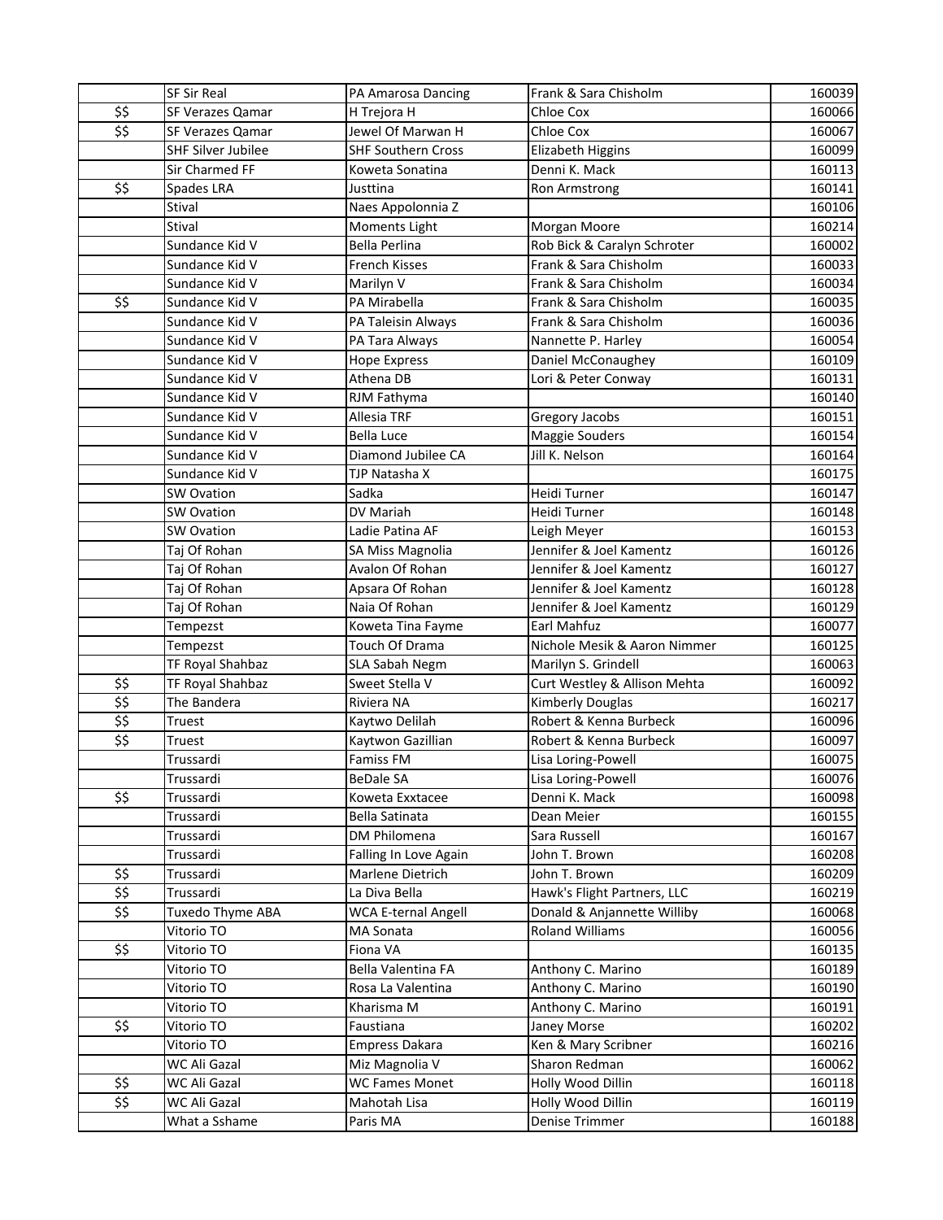| | | | | |
|---|---|---|---|---|
| | SF Sir Real | PA Amarosa Dancing | Frank & Sara Chisholm | 160039 |
| $$ | SF Verazes Qamar | H Trejora H | Chloe Cox | 160066 |
| $$ | SF Verazes Qamar | Jewel Of Marwan H | Chloe Cox | 160067 |
| | SHF Silver Jubilee | SHF Southern Cross | Elizabeth Higgins | 160099 |
| | Sir Charmed FF | Koweta Sonatina | Denni K. Mack | 160113 |
| $$ | Spades LRA | Justtina | Ron Armstrong | 160141 |
| | Stival | Naes Appolonnia Z | | 160106 |
| | Stival | Moments Light | Morgan Moore | 160214 |
| | Sundance Kid V | Bella Perlina | Rob Bick & Caralyn Schroter | 160002 |
| | Sundance Kid V | French Kisses | Frank & Sara Chisholm | 160033 |
| | Sundance Kid V | Marilyn V | Frank & Sara Chisholm | 160034 |
| $$ | Sundance Kid V | PA Mirabella | Frank & Sara Chisholm | 160035 |
| | Sundance Kid V | PA Taleisin Always | Frank & Sara Chisholm | 160036 |
| | Sundance Kid V | PA Tara Always | Nannette P. Harley | 160054 |
| | Sundance Kid V | Hope Express | Daniel McConaughey | 160109 |
| | Sundance Kid V | Athena DB | Lori & Peter Conway | 160131 |
| | Sundance Kid V | RJM Fathyma | | 160140 |
| | Sundance Kid V | Allesia TRF | Gregory Jacobs | 160151 |
| | Sundance Kid V | Bella Luce | Maggie Souders | 160154 |
| | Sundance Kid V | Diamond Jubilee CA | Jill K. Nelson | 160164 |
| | Sundance Kid V | TJP Natasha X | | 160175 |
| | SW Ovation | Sadka | Heidi Turner | 160147 |
| | SW Ovation | DV Mariah | Heidi Turner | 160148 |
| | SW Ovation | Ladie Patina AF | Leigh Meyer | 160153 |
| | Taj Of Rohan | SA Miss Magnolia | Jennifer & Joel Kamentz | 160126 |
| | Taj Of Rohan | Avalon Of Rohan | Jennifer & Joel Kamentz | 160127 |
| | Taj Of Rohan | Apsara Of Rohan | Jennifer & Joel Kamentz | 160128 |
| | Taj Of Rohan | Naia Of Rohan | Jennifer & Joel Kamentz | 160129 |
| | Tempezst | Koweta Tina Fayme | Earl Mahfuz | 160077 |
| | Tempezst | Touch Of Drama | Nichole Mesik & Aaron Nimmer | 160125 |
| | TF Royal Shahbaz | SLA Sabah Negm | Marilyn S. Grindell | 160063 |
| $$ | TF Royal Shahbaz | Sweet Stella V | Curt Westley & Allison Mehta | 160092 |
| $$ | The Bandera | Riviera NA | Kimberly Douglas | 160217 |
| $$ | Truest | Kaytwo Delilah | Robert & Kenna Burbeck | 160096 |
| $$ | Truest | Kaytwon Gazillian | Robert & Kenna Burbeck | 160097 |
| | Trussardi | Famiss FM | Lisa Loring-Powell | 160075 |
| | Trussardi | BeDale SA | Lisa Loring-Powell | 160076 |
| $$ | Trussardi | Koweta Exxtacee | Denni K. Mack | 160098 |
| | Trussardi | Bella Satinata | Dean Meier | 160155 |
| | Trussardi | DM Philomena | Sara Russell | 160167 |
| | Trussardi | Falling In Love Again | John T. Brown | 160208 |
| $$ | Trussardi | Marlene Dietrich | John T. Brown | 160209 |
| $$ | Trussardi | La Diva Bella | Hawk's Flight Partners, LLC | 160219 |
| $$ | Tuxedo Thyme ABA | WCA E-ternal Angell | Donald & Anjannette Williby | 160068 |
| | Vitorio TO | MA Sonata | Roland Williams | 160056 |
| $$ | Vitorio TO | Fiona VA | | 160135 |
| | Vitorio TO | Bella Valentina FA | Anthony C. Marino | 160189 |
| | Vitorio TO | Rosa La Valentina | Anthony C. Marino | 160190 |
| | Vitorio TO | Kharisma M | Anthony C. Marino | 160191 |
| $$ | Vitorio TO | Faustiana | Janey Morse | 160202 |
| | Vitorio TO | Empress Dakara | Ken & Mary Scribner | 160216 |
| | WC Ali Gazal | Miz Magnolia V | Sharon Redman | 160062 |
| $$ | WC Ali Gazal | WC Fames Monet | Holly Wood Dillin | 160118 |
| $$ | WC Ali Gazal | Mahotah Lisa | Holly Wood Dillin | 160119 |
| | What a Sshame | Paris MA | Denise Trimmer | 160188 |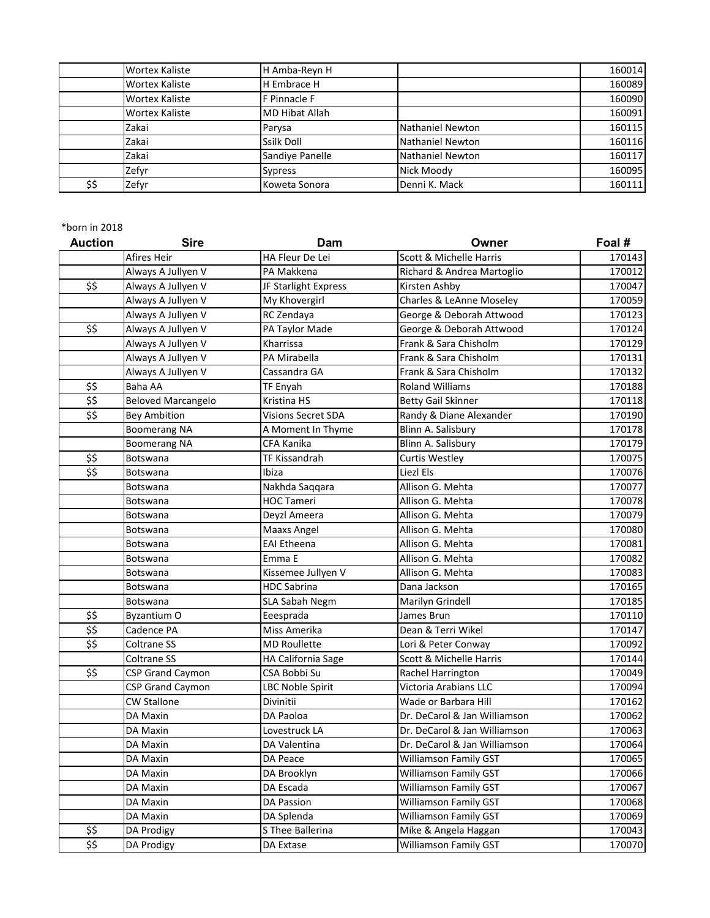| Auction | Sire | Dam | Owner | Foal # |
|---|---|---|---|---|
| | Wortex Kaliste | H Amba-Reyn H | | 160014 |
| | Wortex Kaliste | H Embrace H | | 160089 |
| | Wortex Kaliste | F Pinnacle F | | 160090 |
| | Wortex Kaliste | MD Hibat Allah | | 160091 |
| | Zakai | Parysa | Nathaniel Newton | 160115 |
| | Zakai | Ssilk Doll | Nathaniel Newton | 160116 |
| | Zakai | Sandiye Panelle | Nathaniel Newton | 160117 |
| | Zefyr | Sypress | Nick Moody | 160095 |
| $$ | Zefyr | Koweta Sonora | Denni K. Mack | 160111 |

*born in 2018

| Auction | Sire | Dam | Owner | Foal # |
|---|---|---|---|---|
| | Afires Heir | HA Fleur De Lei | Scott & Michelle Harris | 170143 |
| | Always A Jullyen V | PA Makkena | Richard & Andrea Martoglio | 170012 |
| $$ | Always A Jullyen V | JF Starlight Express | Kirsten Ashby | 170047 |
| | Always A Jullyen V | My Khovergirl | Charles & LeAnne Moseley | 170059 |
| | Always A Jullyen V | RC Zendaya | George & Deborah Attwood | 170123 |
| $$ | Always A Jullyen V | PA Taylor Made | George & Deborah Attwood | 170124 |
| | Always A Jullyen V | Kharrissa | Frank & Sara Chisholm | 170129 |
| | Always A Jullyen V | PA Mirabella | Frank & Sara Chisholm | 170131 |
| | Always A Jullyen V | Cassandra GA | Frank & Sara Chisholm | 170132 |
| $$ | Baha AA | TF Enyah | Roland Williams | 170188 |
| $$ | Beloved Marcangelo | Kristina HS | Betty Gail Skinner | 170118 |
| $$ | Bey Ambition | Visions Secret SDA | Randy & Diane Alexander | 170190 |
| | Boomerang NA | A Moment In Thyme | Blinn A. Salisbury | 170178 |
| | Boomerang NA | CFA Kanika | Blinn A. Salisbury | 170179 |
| $$ | Botswana | TF Kissandrah | Curtis Westley | 170075 |
| $$ | Botswana | Ibiza | Liezl Els | 170076 |
| | Botswana | Nakhda Saqqara | Allison G. Mehta | 170077 |
| | Botswana | HOC Tameri | Allison G. Mehta | 170078 |
| | Botswana | Deyzl Ameera | Allison G. Mehta | 170079 |
| | Botswana | Maaxs Angel | Allison G. Mehta | 170080 |
| | Botswana | EAI Etheena | Allison G. Mehta | 170081 |
| | Botswana | Emma E | Allison G. Mehta | 170082 |
| | Botswana | Kissemee Jullyen V | Allison G. Mehta | 170083 |
| | Botswana | HDC Sabrina | Dana Jackson | 170165 |
| | Botswana | SLA Sabah Negm | Marilyn Grindell | 170185 |
| $$ | Byzantium O | Eeesprada | James Brun | 170110 |
| $$ | Cadence PA | Miss Amerika | Dean & Terri Wikel | 170147 |
| $$ | Coltrane SS | MD Roullette | Lori & Peter Conway | 170092 |
| | Coltrane SS | HA California Sage | Scott & Michelle Harris | 170144 |
| $$ | CSP Grand Caymon | CSA Bobbi Su | Rachel Harrington | 170049 |
| | CSP Grand Caymon | LBC Noble Spirit | Victoria Arabians LLC | 170094 |
| | CW Stallone | Divinitii | Wade or Barbara Hill | 170162 |
| | DA Maxin | DA Paoloa | Dr. DeCarol & Jan Williamson | 170062 |
| | DA Maxin | Lovestruck LA | Dr. DeCarol & Jan Williamson | 170063 |
| | DA Maxin | DA Valentina | Dr. DeCarol & Jan Williamson | 170064 |
| | DA Maxin | DA Peace | Williamson Family GST | 170065 |
| | DA Maxin | DA Brooklyn | Williamson Family GST | 170066 |
| | DA Maxin | DA Escada | Williamson Family GST | 170067 |
| | DA Maxin | DA Passion | Williamson Family GST | 170068 |
| | DA Maxin | DA Splenda | Williamson Family GST | 170069 |
| $$ | DA Prodigy | S Thee Ballerina | Mike & Angela Haggan | 170043 |
| $$ | DA Prodigy | DA Extase | Williamson Family GST | 170070 |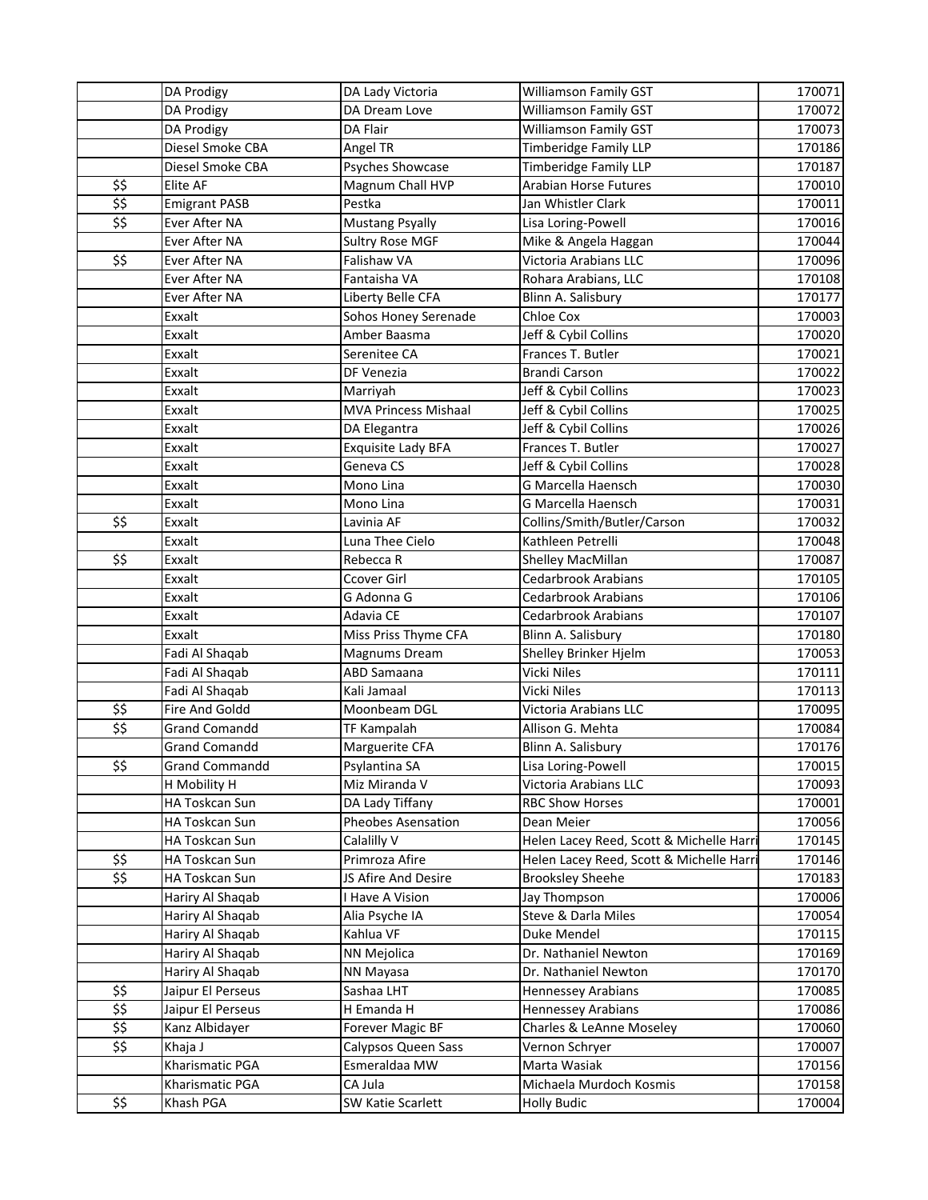| | | | | |
|---|---|---|---|---|
| | DA Prodigy | DA Lady Victoria | Williamson Family GST | 170071 |
| | DA Prodigy | DA Dream Love | Williamson Family GST | 170072 |
| | DA Prodigy | DA Flair | Williamson Family GST | 170073 |
| | Diesel Smoke CBA | Angel TR | Timberidge Family LLP | 170186 |
| | Diesel Smoke CBA | Psyches Showcase | Timberidge Family LLP | 170187 |
| $$ | Elite AF | Magnum Chall HVP | Arabian Horse Futures | 170010 |
| $$ | Emigrant PASB | Pestka | Jan Whistler Clark | 170011 |
| $$ | Ever After NA | Mustang Psyally | Lisa Loring-Powell | 170016 |
| | Ever After NA | Sultry Rose MGF | Mike & Angela Haggan | 170044 |
| $$ | Ever After NA | Falishaw VA | Victoria Arabians LLC | 170096 |
| | Ever After NA | Fantaisha VA | Rohara Arabians, LLC | 170108 |
| | Ever After NA | Liberty Belle CFA | Blinn A. Salisbury | 170177 |
| | Exxalt | Sohos Honey Serenade | Chloe Cox | 170003 |
| | Exxalt | Amber Baasma | Jeff & Cybil Collins | 170020 |
| | Exxalt | Serenitee CA | Frances T. Butler | 170021 |
| | Exxalt | DF Venezia | Brandi Carson | 170022 |
| | Exxalt | Marriyah | Jeff & Cybil Collins | 170023 |
| | Exxalt | MVA Princess Mishaal | Jeff & Cybil Collins | 170025 |
| | Exxalt | DA Elegantra | Jeff & Cybil Collins | 170026 |
| | Exxalt | Exquisite Lady BFA | Frances T. Butler | 170027 |
| | Exxalt | Geneva CS | Jeff & Cybil Collins | 170028 |
| | Exxalt | Mono Lina | G Marcella Haensch | 170030 |
| | Exxalt | Mono Lina | G Marcella Haensch | 170031 |
| $$ | Exxalt | Lavinia AF | Collins/Smith/Butler/Carson | 170032 |
| | Exxalt | Luna Thee Cielo | Kathleen Petrelli | 170048 |
| $$ | Exxalt | Rebecca R | Shelley MacMillan | 170087 |
| | Exxalt | Ccover Girl | Cedarbrook Arabians | 170105 |
| | Exxalt | G Adonna G | Cedarbrook Arabians | 170106 |
| | Exxalt | Adavia CE | Cedarbrook Arabians | 170107 |
| | Exxalt | Miss Priss Thyme CFA | Blinn A. Salisbury | 170180 |
| | Fadi Al Shaqab | Magnums Dream | Shelley Brinker Hjelm | 170053 |
| | Fadi Al Shaqab | ABD Samaana | Vicki Niles | 170111 |
| | Fadi Al Shaqab | Kali Jamaal | Vicki Niles | 170113 |
| $$ | Fire And Goldd | Moonbeam DGL | Victoria Arabians LLC | 170095 |
| $$ | Grand Comandd | TF Kampalah | Allison G. Mehta | 170084 |
| | Grand Comandd | Marguerite CFA | Blinn A. Salisbury | 170176 |
| $$ | Grand Commandd | Psylantina SA | Lisa Loring-Powell | 170015 |
| | H Mobility H | Miz Miranda V | Victoria Arabians LLC | 170093 |
| | HA Toskcan Sun | DA Lady Tiffany | RBC Show Horses | 170001 |
| | HA Toskcan Sun | Pheobes Asensation | Dean Meier | 170056 |
| | HA Toskcan Sun | Calalilly V | Helen Lacey Reed, Scott & Michelle Harri | 170145 |
| $$ | HA Toskcan Sun | Primroza Afire | Helen Lacey Reed, Scott & Michelle Harri | 170146 |
| $$ | HA Toskcan Sun | JS Afire And Desire | Brooksley Sheehe | 170183 |
| | Hariry Al Shaqab | I Have A Vision | Jay Thompson | 170006 |
| | Hariry Al Shaqab | Alia Psyche IA | Steve & Darla Miles | 170054 |
| | Hariry Al Shaqab | Kahlua VF | Duke Mendel | 170115 |
| | Hariry Al Shaqab | NN Mejolica | Dr. Nathaniel Newton | 170169 |
| | Hariry Al Shaqab | NN Mayasa | Dr. Nathaniel Newton | 170170 |
| $$ | Jaipur El Perseus | Sashaa LHT | Hennessey Arabians | 170085 |
| $$ | Jaipur El Perseus | H Emanda H | Hennessey Arabians | 170086 |
| $$ | Kanz Albidayer | Forever Magic BF | Charles & LeAnne Moseley | 170060 |
| $$ | Khaja J | Calypsos Queen Sass | Vernon Schryer | 170007 |
| | Kharismatic PGA | Esmeraldaa MW | Marta Wasiak | 170156 |
| | Kharismatic PGA | CA Jula | Michaela Murdoch Kosmis | 170158 |
| $$ | Khash PGA | SW Katie Scarlett | Holly Budic | 170004 |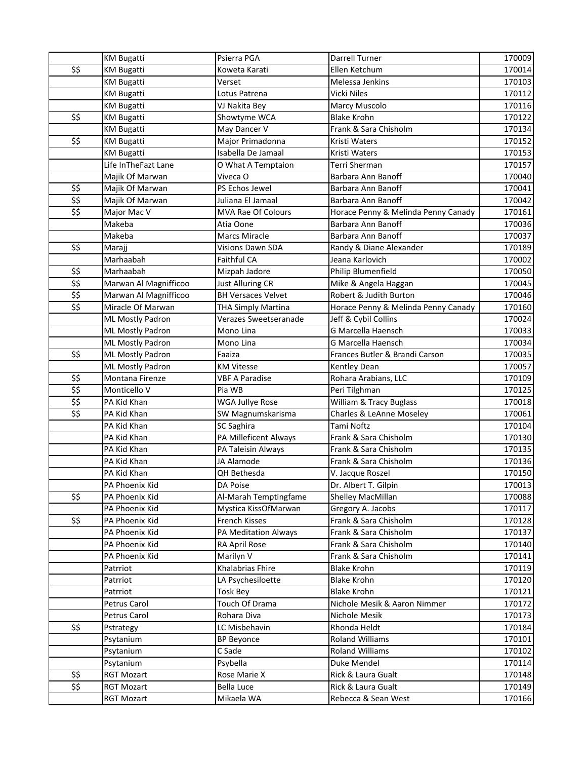| | | | | |
|---|---|---|---|---|
| | KM Bugatti | Psierra PGA | Darrell Turner | 170009 |
| $$ | KM Bugatti | Koweta Karati | Ellen Ketchum | 170014 |
| | KM Bugatti | Verset | Melessa Jenkins | 170103 |
| | KM Bugatti | Lotus Patrena | Vicki Niles | 170112 |
| | KM Bugatti | VJ Nakita Bey | Marcy Muscolo | 170116 |
| $$ | KM Bugatti | Showtyme WCA | Blake Krohn | 170122 |
| | KM Bugatti | May Dancer V | Frank & Sara Chisholm | 170134 |
| $$ | KM Bugatti | Major Primadonna | Kristi Waters | 170152 |
| | KM Bugatti | Isabella De Jamaal | Kristi Waters | 170153 |
| | Life InTheFazt Lane | O What A Temptaion | Terri Sherman | 170157 |
| | Majik Of Marwan | Viveca O | Barbara Ann Banoff | 170040 |
| $$ | Majik Of Marwan | PS Echos Jewel | Barbara Ann Banoff | 170041 |
| $$ | Majik Of Marwan | Juliana El Jamaal | Barbara Ann Banoff | 170042 |
| $$ | Major Mac V | MVA Rae Of Colours | Horace Penny & Melinda Penny Canady | 170161 |
| | Makeba | Atia Oone | Barbara Ann Banoff | 170036 |
| | Makeba | Marcs Miracle | Barbara Ann Banoff | 170037 |
| $$ | Marajj | Visions Dawn SDA | Randy & Diane Alexander | 170189 |
| | Marhaabah | Faithful CA | Jeana Karlovich | 170002 |
| $$ | Marhaabah | Mizpah Jadore | Philip Blumenfield | 170050 |
| $$ | Marwan Al Magnifficoo | Just Alluring CR | Mike & Angela Haggan | 170045 |
| $$ | Marwan Al Magnifficoo | BH Versaces Velvet | Robert & Judith Burton | 170046 |
| $$ | Miracle Of Marwan | THA Simply Martina | Horace Penny & Melinda Penny Canady | 170160 |
| | ML Mostly Padron | Verazes Sweetseranade | Jeff & Cybil Collins | 170024 |
| | ML Mostly Padron | Mono Lina | G Marcella Haensch | 170033 |
| | ML Mostly Padron | Mono Lina | G Marcella Haensch | 170034 |
| $$ | ML Mostly Padron | Faaiza | Frances Butler & Brandi Carson | 170035 |
| | ML Mostly Padron | KM Vitesse | Kentley Dean | 170057 |
| $$ | Montana Firenze | VBF A Paradise | Rohara Arabians, LLC | 170109 |
| $$ | Monticello V | Pia WB | Peri Tilghman | 170125 |
| $$ | PA Kid Khan | WGA Jullye Rose | William & Tracy Buglass | 170018 |
| $$ | PA Kid Khan | SW Magnumskarisma | Charles & LeAnne Moseley | 170061 |
| | PA Kid Khan | SC Saghira | Tami Noftz | 170104 |
| | PA Kid Khan | PA Millleficent Always | Frank & Sara Chisholm | 170130 |
| | PA Kid Khan | PA Taleisin Always | Frank & Sara Chisholm | 170135 |
| | PA Kid Khan | JA Alamode | Frank & Sara Chisholm | 170136 |
| | PA Kid Khan | QH Bethesda | V. Jacque Roszel | 170150 |
| | PA Phoenix Kid | DA Poise | Dr. Albert T. Gilpin | 170013 |
| $$ | PA Phoenix Kid | Al-Marah Temptingfame | Shelley MacMillan | 170088 |
| | PA Phoenix Kid | Mystica KissOfMarwan | Gregory A. Jacobs | 170117 |
| $$ | PA Phoenix Kid | French Kisses | Frank & Sara Chisholm | 170128 |
| | PA Phoenix Kid | PA Meditation Always | Frank & Sara Chisholm | 170137 |
| | PA Phoenix Kid | RA April Rose | Frank & Sara Chisholm | 170140 |
| | PA Phoenix Kid | Marilyn V | Frank & Sara Chisholm | 170141 |
| | Patrriot | Khalabrias Fhire | Blake Krohn | 170119 |
| | Patrriot | LA Psychesiloette | Blake Krohn | 170120 |
| | Patrriot | Tosk Bey | Blake Krohn | 170121 |
| | Petrus Carol | Touch Of Drama | Nichole Mesik & Aaron Nimmer | 170172 |
| | Petrus Carol | Rohara Diva | Nichole Mesik | 170173 |
| $$ | Pstrategy | LC Misbehavin | Rhonda Heldt | 170184 |
| | Psytanium | BP Beyonce | Roland Williams | 170101 |
| | Psytanium | C Sade | Roland Williams | 170102 |
| | Psytanium | Psybella | Duke Mendel | 170114 |
| $$ | RGT Mozart | Rose Marie X | Rick & Laura Gualt | 170148 |
| $$ | RGT Mozart | Bella Luce | Rick & Laura Gualt | 170149 |
| | RGT Mozart | Mikaela WA | Rebecca & Sean West | 170166 |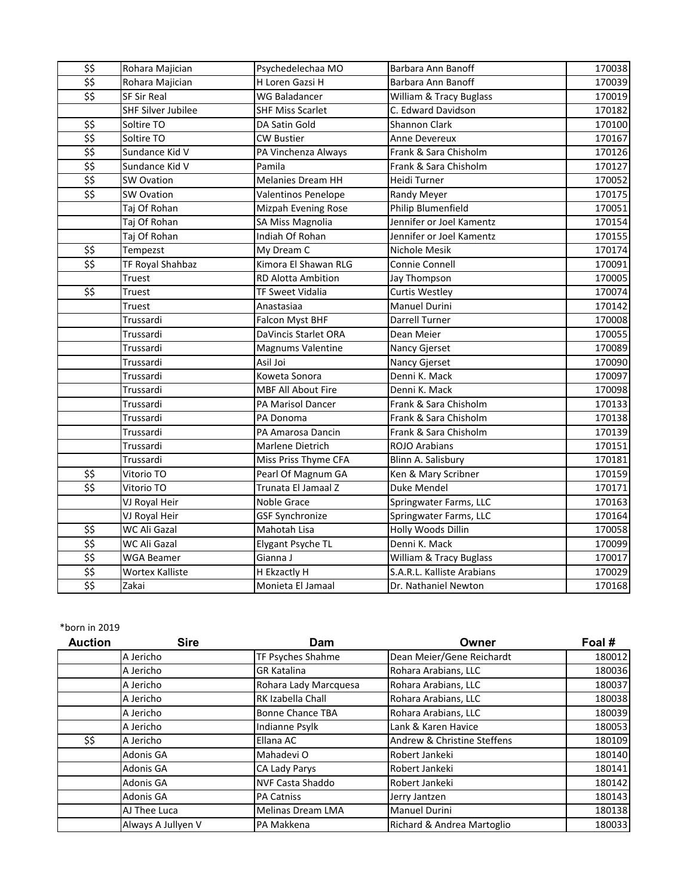| | | | | |
|---|---|---|---|---|
| $$ | Rohara Majician | Psychedelechaa MO | Barbara Ann Banoff | 170038 |
| $$ | Rohara Majician | H Loren Gazsi H | Barbara Ann Banoff | 170039 |
| $$ | SF Sir Real | WG Baladancer | William & Tracy Buglass | 170019 |
| | SHF Silver Jubilee | SHF Miss Scarlet | C. Edward Davidson | 170182 |
| $$ | Soltire TO | DA Satin Gold | Shannon Clark | 170100 |
| $$ | Soltire TO | CW Bustier | Anne Devereux | 170167 |
| $$ | Sundance Kid V | PA Vinchenza Always | Frank & Sara Chisholm | 170126 |
| $$ | Sundance Kid V | Pamila | Frank & Sara Chisholm | 170127 |
| $$ | SW Ovation | Melanies Dream HH | Heidi Turner | 170052 |
| $$ | SW Ovation | Valentinos Penelope | Randy Meyer | 170175 |
| | Taj Of Rohan | Mizpah Evening Rose | Philip Blumenfield | 170051 |
| | Taj Of Rohan | SA Miss Magnolia | Jennifer or Joel Kamentz | 170154 |
| | Taj Of Rohan | Indiah Of Rohan | Jennifer or Joel Kamentz | 170155 |
| $$ | Tempezst | My Dream C | Nichole Mesik | 170174 |
| $$ | TF Royal Shahbaz | Kimora El Shawan RLG | Connie Connell | 170091 |
| | Truest | RD Alotta Ambition | Jay Thompson | 170005 |
| $$ | Truest | TF Sweet Vidalia | Curtis Westley | 170074 |
| | Truest | Anastasiaa | Manuel Durini | 170142 |
| | Trussardi | Falcon Myst BHF | Darrell Turner | 170008 |
| | Trussardi | DaVincis Starlet ORA | Dean Meier | 170055 |
| | Trussardi | Magnums Valentine | Nancy Gjerset | 170089 |
| | Trussardi | Asil Joi | Nancy Gjerset | 170090 |
| | Trussardi | Koweta Sonora | Denni K. Mack | 170097 |
| | Trussardi | MBF All About Fire | Denni K. Mack | 170098 |
| | Trussardi | PA Marisol Dancer | Frank & Sara Chisholm | 170133 |
| | Trussardi | PA Donoma | Frank & Sara Chisholm | 170138 |
| | Trussardi | PA Amarosa Dancin | Frank & Sara Chisholm | 170139 |
| | Trussardi | Marlene Dietrich | ROJO Arabians | 170151 |
| | Trussardi | Miss Priss Thyme CFA | Blinn A. Salisbury | 170181 |
| $$ | Vitorio TO | Pearl Of Magnum GA | Ken & Mary Scribner | 170159 |
| $$ | Vitorio TO | Trunata El Jamaal Z | Duke Mendel | 170171 |
| | VJ Royal Heir | Noble Grace | Springwater Farms, LLC | 170163 |
| | VJ Royal Heir | GSF Synchronize | Springwater Farms, LLC | 170164 |
| $$ | WC Ali Gazal | Mahotah Lisa | Holly Woods Dillin | 170058 |
| $$ | WC Ali Gazal | Elygant Psyche TL | Denni K. Mack | 170099 |
| $$ | WGA Beamer | Gianna J | William & Tracy Buglass | 170017 |
| $$ | Wortex Kalliste | H Ekzactly H | S.A.R.L. Kalliste Arabians | 170029 |
| $$ | Zakai | Monieta El Jamaal | Dr. Nathaniel Newton | 170168 |

*born in 2019

| Auction | Sire | Dam | Owner | Foal # |
|---|---|---|---|---|
| | A Jericho | TF Psyches Shahme | Dean Meier/Gene Reichardt | 180012 |
| | A Jericho | GR Katalina | Rohara Arabians, LLC | 180036 |
| | A Jericho | Rohara Lady Marcquesa | Rohara Arabians, LLC | 180037 |
| | A Jericho | RK Izabella Chall | Rohara Arabians, LLC | 180038 |
| | A Jericho | Bonne Chance TBA | Rohara Arabians, LLC | 180039 |
| | A Jericho | Indianne Psylk | Lank & Karen Havice | 180053 |
| $$ | A Jericho | Ellana AC | Andrew & Christine Steffens | 180109 |
| | Adonis GA | Mahadevi O | Robert Jankeki | 180140 |
| | Adonis GA | CA Lady Parys | Robert Jankeki | 180141 |
| | Adonis GA | NVF Casta Shaddo | Robert Jankeki | 180142 |
| | Adonis GA | PA Catniss | Jerry Jantzen | 180143 |
| | AJ Thee Luca | Melinas Dream LMA | Manuel Durini | 180138 |
| | Always A Jullyen V | PA Makkena | Richard & Andrea Martoglio | 180033 |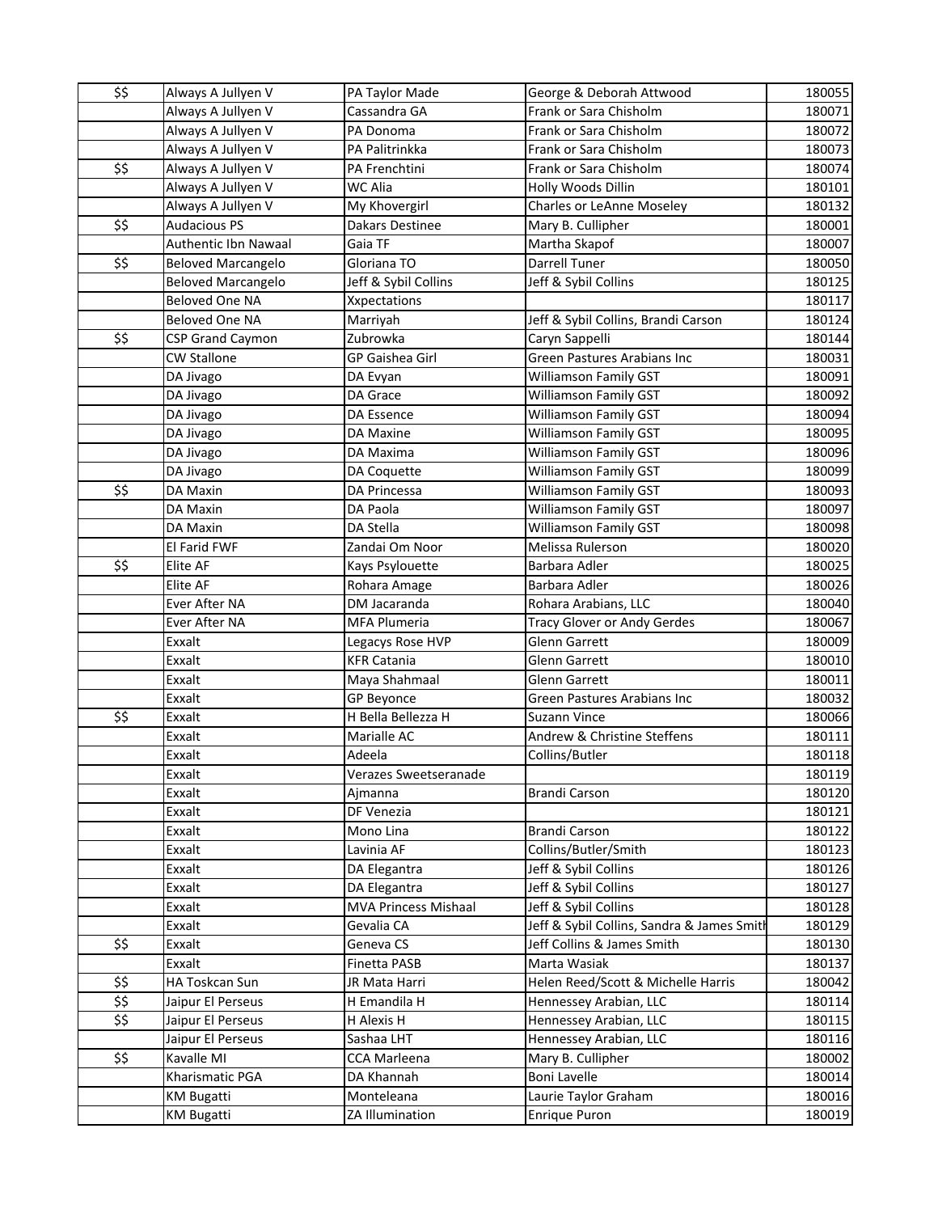| | | | | |
|---|---|---|---|---|
| $$ | Always A Jullyen V | PA Taylor Made | George & Deborah Attwood | 180055 |
| | Always A Jullyen V | Cassandra GA | Frank or Sara Chisholm | 180071 |
| | Always A Jullyen V | PA Donoma | Frank or Sara Chisholm | 180072 |
| | Always A Jullyen V | PA Palitrinkka | Frank or Sara Chisholm | 180073 |
| $$ | Always A Jullyen V | PA Frenchtini | Frank or Sara Chisholm | 180074 |
| | Always A Jullyen V | WC Alia | Holly Woods Dillin | 180101 |
| | Always A Jullyen V | My Khovergirl | Charles or LeAnne Moseley | 180132 |
| $$ | Audacious PS | Dakars Destinee | Mary B. Cullipher | 180001 |
| | Authentic Ibn Nawaal | Gaia TF | Martha Skapof | 180007 |
| $$ | Beloved Marcangelo | Gloriana TO | Darrell Tuner | 180050 |
| | Beloved Marcangelo | Jeff & Sybil Collins | Jeff & Sybil Collins | 180125 |
| | Beloved One NA | Xxpectations | | 180117 |
| | Beloved One NA | Marriyah | Jeff & Sybil Collins, Brandi Carson | 180124 |
| $$ | CSP Grand Caymon | Zubrowka | Caryn Sappelli | 180144 |
| | CW Stallone | GP Gaishea Girl | Green Pastures Arabians Inc | 180031 |
| | DA Jivago | DA Evyan | Williamson Family GST | 180091 |
| | DA Jivago | DA Grace | Williamson Family GST | 180092 |
| | DA Jivago | DA Essence | Williamson Family GST | 180094 |
| | DA Jivago | DA Maxine | Williamson Family GST | 180095 |
| | DA Jivago | DA Maxima | Williamson Family GST | 180096 |
| | DA Jivago | DA Coquette | Williamson Family GST | 180099 |
| $$ | DA Maxin | DA Princessa | Williamson Family GST | 180093 |
| | DA Maxin | DA Paola | Williamson Family GST | 180097 |
| | DA Maxin | DA Stella | Williamson Family GST | 180098 |
| | El Farid FWF | Zandai Om Noor | Melissa Rulerson | 180020 |
| $$ | Elite AF | Kays Psylouette | Barbara Adler | 180025 |
| | Elite AF | Rohara Amage | Barbara Adler | 180026 |
| | Ever After NA | DM Jacaranda | Rohara Arabians, LLC | 180040 |
| | Ever After NA | MFA Plumeria | Tracy Glover or Andy Gerdes | 180067 |
| | Exxalt | Legacys Rose HVP | Glenn Garrett | 180009 |
| | Exxalt | KFR Catania | Glenn Garrett | 180010 |
| | Exxalt | Maya Shahmaal | Glenn Garrett | 180011 |
| | Exxalt | GP Beyonce | Green Pastures Arabians Inc | 180032 |
| $$ | Exxalt | H Bella Bellezza H | Suzann Vince | 180066 |
| | Exxalt | Marialle AC | Andrew & Christine Steffens | 180111 |
| | Exxalt | Adeela | Collins/Butler | 180118 |
| | Exxalt | Verazes Sweetseranade | | 180119 |
| | Exxalt | Ajmanna | Brandi Carson | 180120 |
| | Exxalt | DF Venezia | | 180121 |
| | Exxalt | Mono Lina | Brandi Carson | 180122 |
| | Exxalt | Lavinia AF | Collins/Butler/Smith | 180123 |
| | Exxalt | DA Elegantra | Jeff & Sybil Collins | 180126 |
| | Exxalt | DA Elegantra | Jeff & Sybil Collins | 180127 |
| | Exxalt | MVA Princess Mishaal | Jeff & Sybil Collins | 180128 |
| | Exxalt | Gevalia CA | Jeff & Sybil Collins, Sandra & James Smith | 180129 |
| $$ | Exxalt | Geneva CS | Jeff Collins & James Smith | 180130 |
| | Exxalt | Finetta PASB | Marta Wasiak | 180137 |
| $$ | HA Toskcan Sun | JR Mata Harri | Helen Reed/Scott & Michelle Harris | 180042 |
| $$ | Jaipur El Perseus | H Emandila H | Hennessey Arabian, LLC | 180114 |
| $$ | Jaipur El Perseus | H Alexis H | Hennessey Arabian, LLC | 180115 |
| | Jaipur El Perseus | Sashaa LHT | Hennessey Arabian, LLC | 180116 |
| $$ | Kavalle MI | CCA Marleena | Mary B. Cullipher | 180002 |
| | Kharismatic PGA | DA Khannah | Boni Lavelle | 180014 |
| | KM Bugatti | Monteleana | Laurie Taylor Graham | 180016 |
| | KM Bugatti | ZA Illumination | Enrique Puron | 180019 |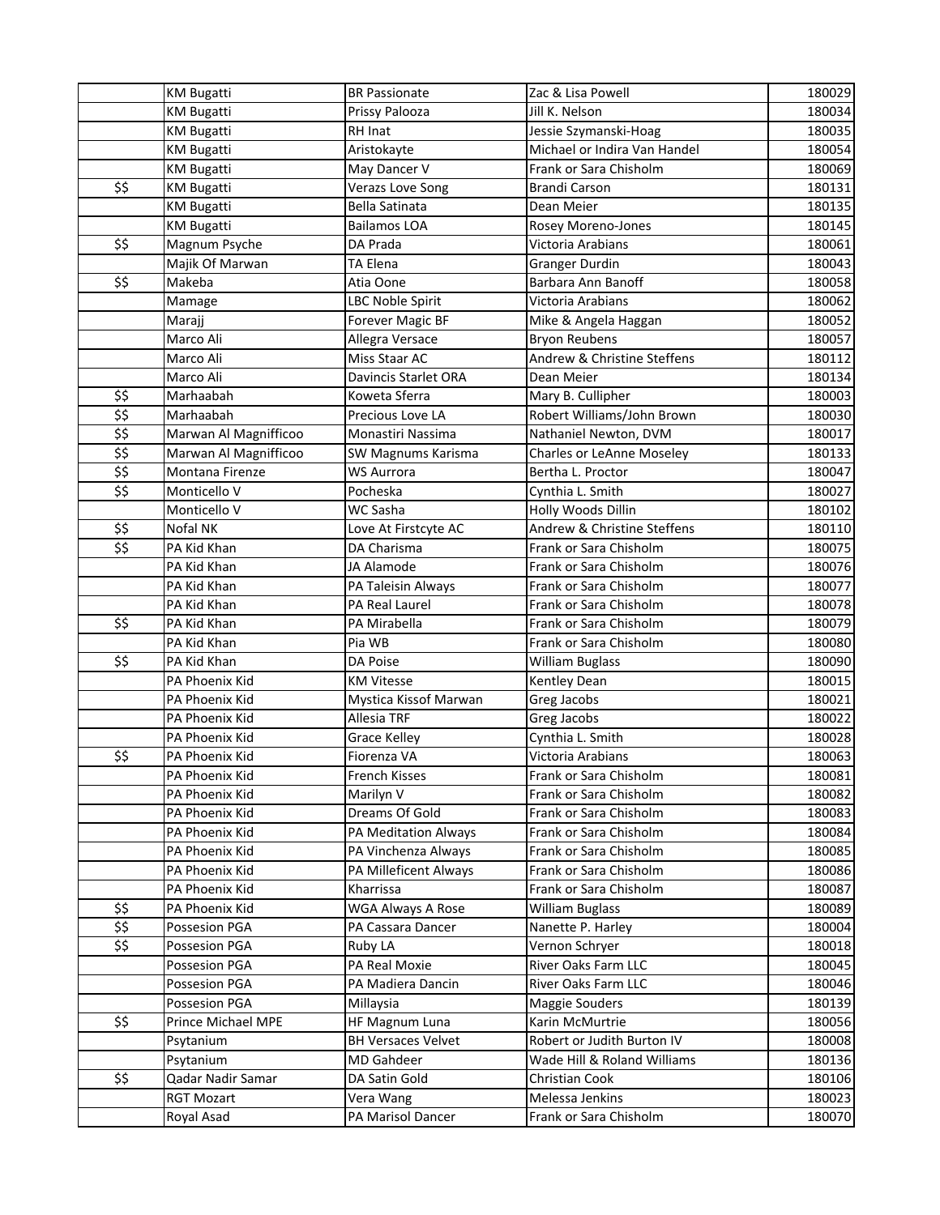|  |  |  |  |  |
|---|---|---|---|---|
|  | KM Bugatti | BR Passionate | Zac & Lisa Powell | 180029 |
|  | KM Bugatti | Prissy Palooza | Jill K. Nelson | 180034 |
|  | KM Bugatti | RH Inat | Jessie Szymanski-Hoag | 180035 |
|  | KM Bugatti | Aristokayte | Michael or Indira Van Handel | 180054 |
|  | KM Bugatti | May Dancer V | Frank or Sara Chisholm | 180069 |
| $$ | KM Bugatti | Verazs Love Song | Brandi Carson | 180131 |
|  | KM Bugatti | Bella Satinata | Dean Meier | 180135 |
|  | KM Bugatti | Bailamos LOA | Rosey Moreno-Jones | 180145 |
| $$ | Magnum Psyche | DA Prada | Victoria Arabians | 180061 |
|  | Majik Of Marwan | TA Elena | Granger Durdin | 180043 |
| $$ | Makeba | Atia Oone | Barbara Ann Banoff | 180058 |
|  | Mamage | LBC Noble Spirit | Victoria Arabians | 180062 |
|  | Marajj | Forever Magic BF | Mike & Angela Haggan | 180052 |
|  | Marco Ali | Allegra Versace | Bryon Reubens | 180057 |
|  | Marco Ali | Miss Staar AC | Andrew & Christine Steffens | 180112 |
|  | Marco Ali | Davincis Starlet ORA | Dean Meier | 180134 |
| $$ | Marhaabah | Koweta Sferra | Mary B. Cullipher | 180003 |
| $$ | Marhaabah | Precious Love LA | Robert Williams/John Brown | 180030 |
| $$ | Marwan Al Magnifficoo | Monastiri Nassima | Nathaniel Newton, DVM | 180017 |
| $$ | Marwan Al Magnifficoo | SW Magnums Karisma | Charles or LeAnne Moseley | 180133 |
| $$ | Montana Firenze | WS Aurrora | Bertha L. Proctor | 180047 |
| $$ | Monticello V | Pocheska | Cynthia L. Smith | 180027 |
|  | Monticello V | WC Sasha | Holly Woods Dillin | 180102 |
| $$ | Nofal NK | Love At Firstcyte AC | Andrew & Christine Steffens | 180110 |
| $$ | PA Kid Khan | DA Charisma | Frank or Sara Chisholm | 180075 |
|  | PA Kid Khan | JA Alamode | Frank or Sara Chisholm | 180076 |
|  | PA Kid Khan | PA Taleisin Always | Frank or Sara Chisholm | 180077 |
|  | PA Kid Khan | PA Real Laurel | Frank or Sara Chisholm | 180078 |
| $$ | PA Kid Khan | PA Mirabella | Frank or Sara Chisholm | 180079 |
|  | PA Kid Khan | Pia WB | Frank or Sara Chisholm | 180080 |
| $$ | PA Kid Khan | DA Poise | William Buglass | 180090 |
|  | PA Phoenix Kid | KM Vitesse | Kentley Dean | 180015 |
|  | PA Phoenix Kid | Mystica Kissof Marwan | Greg Jacobs | 180021 |
|  | PA Phoenix Kid | Allesia TRF | Greg Jacobs | 180022 |
|  | PA Phoenix Kid | Grace Kelley | Cynthia L. Smith | 180028 |
| $$ | PA Phoenix Kid | Fiorenza VA | Victoria Arabians | 180063 |
|  | PA Phoenix Kid | French Kisses | Frank or Sara Chisholm | 180081 |
|  | PA Phoenix Kid | Marilyn V | Frank or Sara Chisholm | 180082 |
|  | PA Phoenix Kid | Dreams Of Gold | Frank or Sara Chisholm | 180083 |
|  | PA Phoenix Kid | PA Meditation Always | Frank or Sara Chisholm | 180084 |
|  | PA Phoenix Kid | PA Vinchenza Always | Frank or Sara Chisholm | 180085 |
|  | PA Phoenix Kid | PA Milleficent Always | Frank or Sara Chisholm | 180086 |
|  | PA Phoenix Kid | Kharrissa | Frank or Sara Chisholm | 180087 |
| $$ | PA Phoenix Kid | WGA Always A Rose | William Buglass | 180089 |
| $$ | Possesion PGA | PA Cassara Dancer | Nanette P. Harley | 180004 |
| $$ | Possesion PGA | Ruby LA | Vernon Schryer | 180018 |
|  | Possesion PGA | PA Real Moxie | River Oaks Farm LLC | 180045 |
|  | Possesion PGA | PA Madiera Dancin | River Oaks Farm LLC | 180046 |
|  | Possesion PGA | Millaysia | Maggie Souders | 180139 |
| $$ | Prince Michael MPE | HF Magnum Luna | Karin McMurtrie | 180056 |
|  | Psytanium | BH Versaces Velvet | Robert or Judith Burton IV | 180008 |
|  | Psytanium | MD Gahdeer | Wade Hill & Roland Williams | 180136 |
| $$ | Qadar Nadir Samar | DA Satin Gold | Christian Cook | 180106 |
|  | RGT Mozart | Vera Wang | Melessa Jenkins | 180023 |
|  | Royal Asad | PA Marisol Dancer | Frank or Sara Chisholm | 180070 |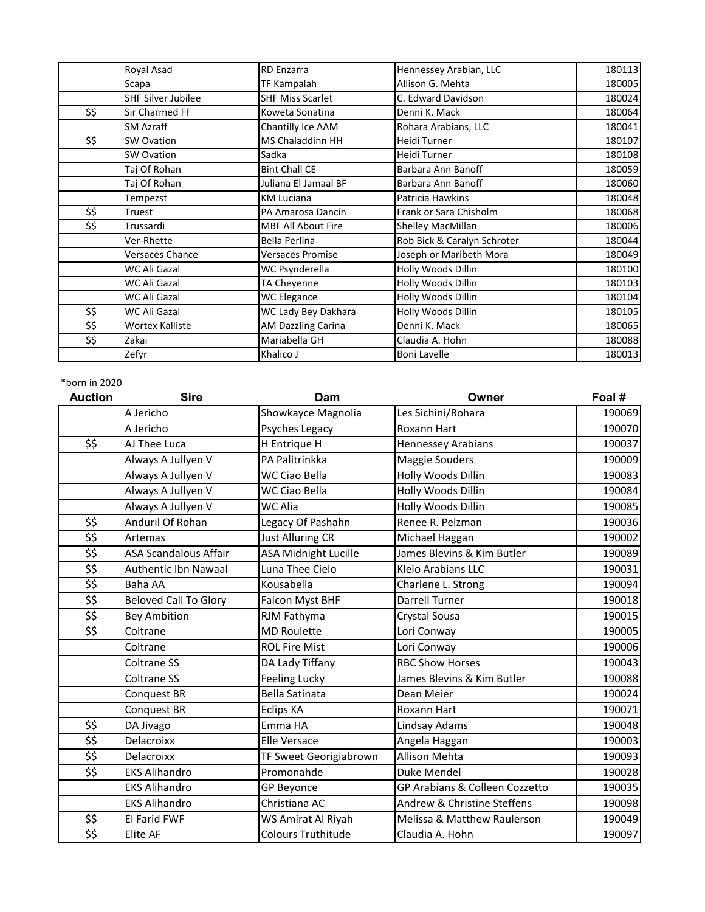| Auction | Sire | Dam | Owner | Foal # |
|---|---|---|---|---|
| | Royal Asad | RD Enzarra | Hennessey Arabian, LLC | 180113 |
| | Scapa | TF Kampalah | Allison G. Mehta | 180005 |
| | SHF Silver Jubilee | SHF Miss Scarlet | C. Edward Davidson | 180024 |
| $$ | Sir Charmed FF | Koweta Sonatina | Denni K. Mack | 180064 |
| | SM Azraff | Chantilly Ice AAM | Rohara Arabians, LLC | 180041 |
| $$ | SW Ovation | MS Chaladdinn HH | Heidi Turner | 180107 |
| | SW Ovation | Sadka | Heidi Turner | 180108 |
| | Taj Of Rohan | Bint Chall CE | Barbara Ann Banoff | 180059 |
| | Taj Of Rohan | Juliana El Jamaal BF | Barbara Ann Banoff | 180060 |
| | Tempezst | KM Luciana | Patricia Hawkins | 180048 |
| $$ | Truest | PA Amarosa Dancin | Frank or Sara Chisholm | 180068 |
| $$ | Trussardi | MBF All About Fire | Shelley MacMillan | 180006 |
| | Ver-Rhette | Bella Perlina | Rob Bick & Caralyn Schroter | 180044 |
| | Versaces Chance | Versaces Promise | Joseph or Maribeth Mora | 180049 |
| | WC Ali Gazal | WC Psynderella | Holly Woods Dillin | 180100 |
| | WC Ali Gazal | TA Cheyenne | Holly Woods Dillin | 180103 |
| | WC Ali Gazal | WC Elegance | Holly Woods Dillin | 180104 |
| $$ | WC Ali Gazal | WC Lady Bey Dakhara | Holly Woods Dillin | 180105 |
| $$ | Wortex Kalliste | AM Dazzling Carina | Denni K. Mack | 180065 |
| $$ | Zakai | Mariabella GH | Claudia A. Hohn | 180088 |
| | Zefyr | Khalico J | Boni Lavelle | 180013 |

*born in 2020

| Auction | Sire | Dam | Owner | Foal # |
|---|---|---|---|---|
| | A Jericho | Showkayce Magnolia | Les Sichini/Rohara | 190069 |
| | A Jericho | Psyches Legacy | Roxann Hart | 190070 |
| $$ | AJ Thee Luca | H Entrique H | Hennessey Arabians | 190037 |
| | Always A Jullyen V | PA Palitrinkka | Maggie Souders | 190009 |
| | Always A Jullyen V | WC Ciao Bella | Holly Woods Dillin | 190083 |
| | Always A Jullyen V | WC Ciao Bella | Holly Woods Dillin | 190084 |
| | Always A Jullyen V | WC Alia | Holly Woods Dillin | 190085 |
| $$ | Anduril Of Rohan | Legacy Of Pashahn | Renee R. Pelzman | 190036 |
| $$ | Artemas | Just Alluring CR | Michael Haggan | 190002 |
| $$ | ASA Scandalous Affair | ASA Midnight Lucille | James Blevins & Kim Butler | 190089 |
| $$ | Authentic Ibn Nawaal | Luna Thee Cielo | Kleio Arabians LLC | 190031 |
| $$ | Baha AA | Kousabella | Charlene L. Strong | 190094 |
| $$ | Beloved Call To Glory | Falcon Myst BHF | Darrell Turner | 190018 |
| $$ | Bey Ambition | RJM Fathyma | Crystal Sousa | 190015 |
| $$ | Coltrane | MD Roulette | Lori Conway | 190005 |
| | Coltrane | ROL Fire Mist | Lori Conway | 190006 |
| | Coltrane SS | DA Lady Tiffany | RBC Show Horses | 190043 |
| | Coltrane SS | Feeling Lucky | James Blevins & Kim Butler | 190088 |
| | Conquest BR | Bella Satinata | Dean Meier | 190024 |
| | Conquest BR | Eclips KA | Roxann Hart | 190071 |
| $$ | DA Jivago | Emma HA | Lindsay Adams | 190048 |
| $$ | Delacroixx | Elle Versace | Angela Haggan | 190003 |
| $$ | Delacroixx | TF Sweet Georigiabrown | Allison Mehta | 190093 |
| $$ | EKS Alihandro | Promonahde | Duke Mendel | 190028 |
| | EKS Alihandro | GP Beyonce | GP Arabians & Colleen Cozzetto | 190035 |
| | EKS Alihandro | Christiana AC | Andrew & Christine Steffens | 190098 |
| $$ | El Farid FWF | WS Amirat Al Riyah | Melissa & Matthew Raulerson | 190049 |
| $$ | Elite AF | Colours Truthitude | Claudia A. Hohn | 190097 |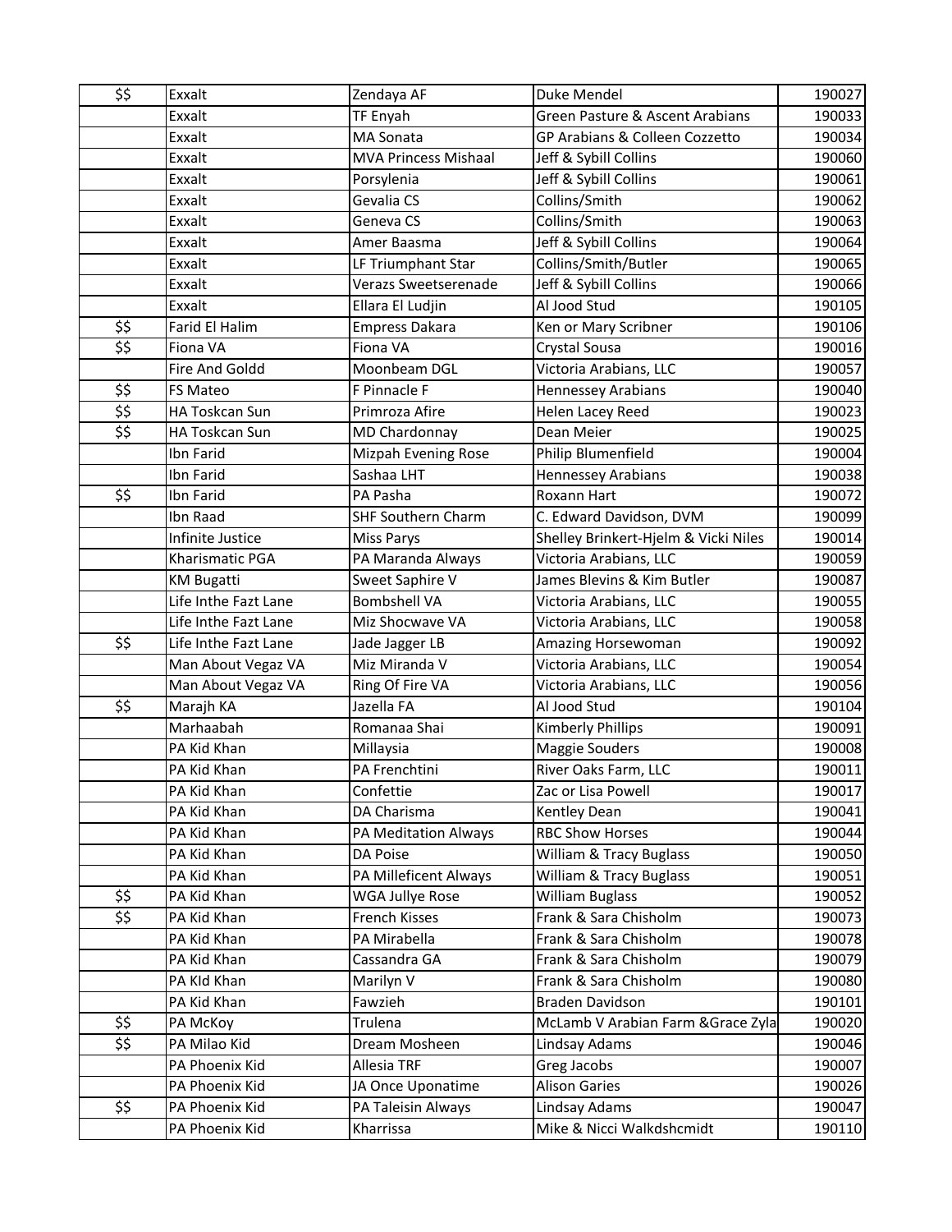| | | | | |
|---|---|---|---|---|
| $$ | Exxalt | Zendaya AF | Duke Mendel | 190027 |
| | Exxalt | TF Enyah | Green Pasture & Ascent Arabians | 190033 |
| | Exxalt | MA Sonata | GP Arabians & Colleen Cozzetto | 190034 |
| | Exxalt | MVA Princess Mishaal | Jeff & Sybill Collins | 190060 |
| | Exxalt | Porsylenia | Jeff & Sybill Collins | 190061 |
| | Exxalt | Gevalia CS | Collins/Smith | 190062 |
| | Exxalt | Geneva CS | Collins/Smith | 190063 |
| | Exxalt | Amer Baasma | Jeff & Sybill Collins | 190064 |
| | Exxalt | LF Triumphant Star | Collins/Smith/Butler | 190065 |
| | Exxalt | Verazs Sweetserenade | Jeff & Sybill Collins | 190066 |
| | Exxalt | Ellara El Ludjin | Al Jood Stud | 190105 |
| $$ | Farid El Halim | Empress Dakara | Ken or Mary Scribner | 190106 |
| $$ | Fiona VA | Fiona VA | Crystal Sousa | 190016 |
| | Fire And Goldd | Moonbeam DGL | Victoria Arabians, LLC | 190057 |
| $$ | FS Mateo | F Pinnacle F | Hennessey Arabians | 190040 |
| $$ | HA Toskcan Sun | Primroza Afire | Helen Lacey Reed | 190023 |
| $$ | HA Toskcan Sun | MD Chardonnay | Dean Meier | 190025 |
| | Ibn Farid | Mizpah Evening Rose | Philip Blumenfield | 190004 |
| | Ibn Farid | Sashaa LHT | Hennessey Arabians | 190038 |
| $$ | Ibn Farid | PA Pasha | Roxann Hart | 190072 |
| | Ibn Raad | SHF Southern Charm | C. Edward Davidson, DVM | 190099 |
| | Infinite Justice | Miss Parys | Shelley Brinkert-Hjelm & Vicki Niles | 190014 |
| | Kharismatic PGA | PA Maranda Always | Victoria Arabians, LLC | 190059 |
| | KM Bugatti | Sweet Saphire V | James Blevins & Kim Butler | 190087 |
| | Life Inthe Fazt Lane | Bombshell VA | Victoria Arabians, LLC | 190055 |
| | Life Inthe Fazt Lane | Miz Shocwave VA | Victoria Arabians, LLC | 190058 |
| $$ | Life Inthe Fazt Lane | Jade Jagger LB | Amazing Horsewoman | 190092 |
| | Man About Vegaz VA | Miz Miranda V | Victoria Arabians, LLC | 190054 |
| | Man About Vegaz VA | Ring Of Fire VA | Victoria Arabians, LLC | 190056 |
| $$ | Marajh KA | Jazella FA | Al Jood Stud | 190104 |
| | Marhaabah | Romanaa Shai | Kimberly Phillips | 190091 |
| | PA Kid Khan | Millaysia | Maggie Souders | 190008 |
| | PA Kid Khan | PA Frenchtini | River Oaks Farm, LLC | 190011 |
| | PA Kid Khan | Confettie | Zac or Lisa Powell | 190017 |
| | PA Kid Khan | DA Charisma | Kentley Dean | 190041 |
| | PA Kid Khan | PA Meditation Always | RBC Show Horses | 190044 |
| | PA Kid Khan | DA Poise | William & Tracy Buglass | 190050 |
| | PA Kid Khan | PA Milleficent Always | William & Tracy Buglass | 190051 |
| $$ | PA Kid Khan | WGA Jullye Rose | William Buglass | 190052 |
| $$ | PA Kid Khan | French Kisses | Frank & Sara Chisholm | 190073 |
| | PA Kid Khan | PA Mirabella | Frank & Sara Chisholm | 190078 |
| | PA Kid Khan | Cassandra GA | Frank & Sara Chisholm | 190079 |
| | PA KId Khan | Marilyn V | Frank & Sara Chisholm | 190080 |
| | PA Kid Khan | Fawzieh | Braden Davidson | 190101 |
| $$ | PA McKoy | Trulena | McLamb V Arabian Farm &Grace Zyla | 190020 |
| $$ | PA Milao Kid | Dream Mosheen | Lindsay Adams | 190046 |
| | PA Phoenix Kid | Allesia TRF | Greg Jacobs | 190007 |
| | PA Phoenix Kid | JA Once Uponatime | Alison Garies | 190026 |
| $$ | PA Phoenix Kid | PA Taleisin Always | Lindsay Adams | 190047 |
| | PA Phoenix Kid | Kharrissa | Mike & Nicci Walkdshcmidt | 190110 |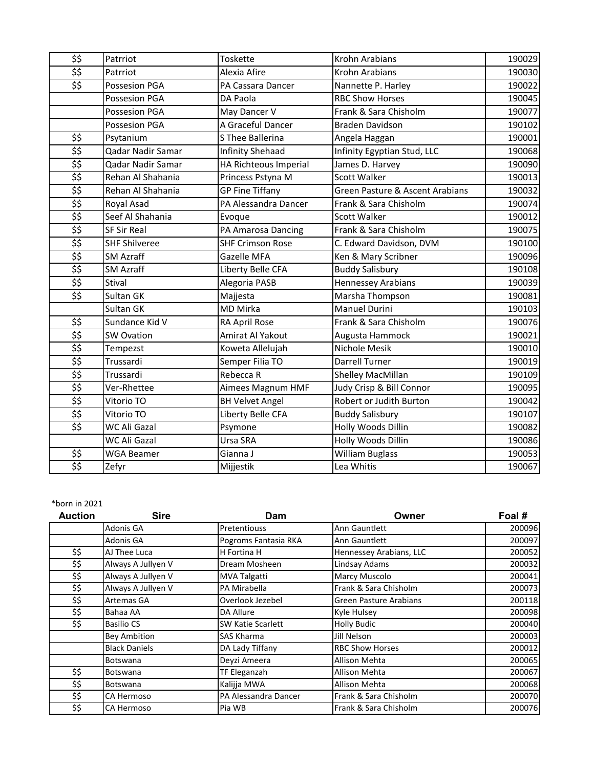| | | | | |
|---|---|---|---|---|
| $$ | Patrriot | Toskette | Krohn Arabians | 190029 |
| $$ | Patrriot | Alexia Afire | Krohn Arabians | 190030 |
| $$ | Possesion PGA | PA Cassara Dancer | Nannette P. Harley | 190022 |
| | Possesion PGA | DA Paola | RBC Show Horses | 190045 |
| | Possesion PGA | May Dancer V | Frank & Sara Chisholm | 190077 |
| | Possesion PGA | A Graceful Dancer | Braden Davidson | 190102 |
| $$ | Psytanium | S Thee Ballerina | Angela Haggan | 190001 |
| $$ | Qadar Nadir Samar | Infinity Shehaad | Infinity Egyptian Stud, LLC | 190068 |
| $$ | Qadar Nadir Samar | HA Richteous Imperial | James D. Harvey | 190090 |
| $$ | Rehan Al Shahania | Princess Pstyna M | Scott Walker | 190013 |
| $$ | Rehan Al Shahania | GP Fine Tiffany | Green Pasture & Ascent Arabians | 190032 |
| $$ | Royal Asad | PA Alessandra Dancer | Frank & Sara Chisholm | 190074 |
| $$ | Seef Al Shahania | Evoque | Scott Walker | 190012 |
| $$ | SF Sir Real | PA Amarosa Dancing | Frank & Sara Chisholm | 190075 |
| $$ | SHF Shilveree | SHF Crimson Rose | C. Edward Davidson, DVM | 190100 |
| $$ | SM Azraff | Gazelle MFA | Ken & Mary Scribner | 190096 |
| $$ | SM Azraff | Liberty Belle CFA | Buddy Salisbury | 190108 |
| $$ | Stival | Alegoria PASB | Hennessey Arabians | 190039 |
| $$ | Sultan GK | Majjesta | Marsha Thompson | 190081 |
| | Sultan GK | MD Mirka | Manuel Durini | 190103 |
| $$ | Sundance Kid V | RA April Rose | Frank & Sara Chisholm | 190076 |
| $$ | SW Ovation | Amirat Al Yakout | Augusta Hammock | 190021 |
| $$ | Tempezst | Koweta Allelujah | Nichole Mesik | 190010 |
| $$ | Trussardi | Semper Filia TO | Darrell Turner | 190019 |
| $$ | Trussardi | Rebecca R | Shelley MacMillan | 190109 |
| $$ | Ver-Rhettee | Aimees Magnum HMF | Judy Crisp & Bill Connor | 190095 |
| $$ | Vitorio TO | BH Velvet Angel | Robert or Judith Burton | 190042 |
| $$ | Vitorio TO | Liberty Belle CFA | Buddy Salisbury | 190107 |
| $$ | WC Ali Gazal | Psymone | Holly Woods Dillin | 190082 |
| | WC Ali Gazal | Ursa SRA | Holly Woods Dillin | 190086 |
| $$ | WGA Beamer | Gianna J | William Buglass | 190053 |
| $$ | Zefyr | Mijjestik | Lea Whitis | 190067 |

*born in 2021

| Auction | Sire | Dam | Owner | Foal # |
|---|---|---|---|---|
| | Adonis GA | Pretentiouss | Ann Gauntlett | 200096 |
| | Adonis GA | Pogroms Fantasia RKA | Ann Gauntlett | 200097 |
| $$ | AJ Thee Luca | H Fortina H | Hennessey Arabians, LLC | 200052 |
| $$ | Always A Jullyen V | Dream Mosheen | Lindsay Adams | 200032 |
| $$ | Always A Jullyen V | MVA Talgatti | Marcy Muscolo | 200041 |
| $$ | Always A Jullyen V | PA Mirabella | Frank & Sara Chisholm | 200073 |
| $$ | Artemas GA | Overlook Jezebel | Green Pasture Arabians | 200118 |
| $$ | Bahaa AA | DA Allure | Kyle Hulsey | 200098 |
| $$ | Basilio CS | SW Katie Scarlett | Holly Budic | 200040 |
| | Bey Ambition | SAS Kharma | Jill Nelson | 200003 |
| | Black Daniels | DA Lady Tiffany | RBC Show Horses | 200012 |
| | Botswana | Deyzi Ameera | Allison Mehta | 200065 |
| $$ | Botswana | TF Eleganzah | Allison Mehta | 200067 |
| $$ | Botswana | Kalijja MWA | Allison Mehta | 200068 |
| $$ | CA Hermoso | PA Alessandra Dancer | Frank & Sara Chisholm | 200070 |
| $$ | CA Hermoso | Pia WB | Frank & Sara Chisholm | 200076 |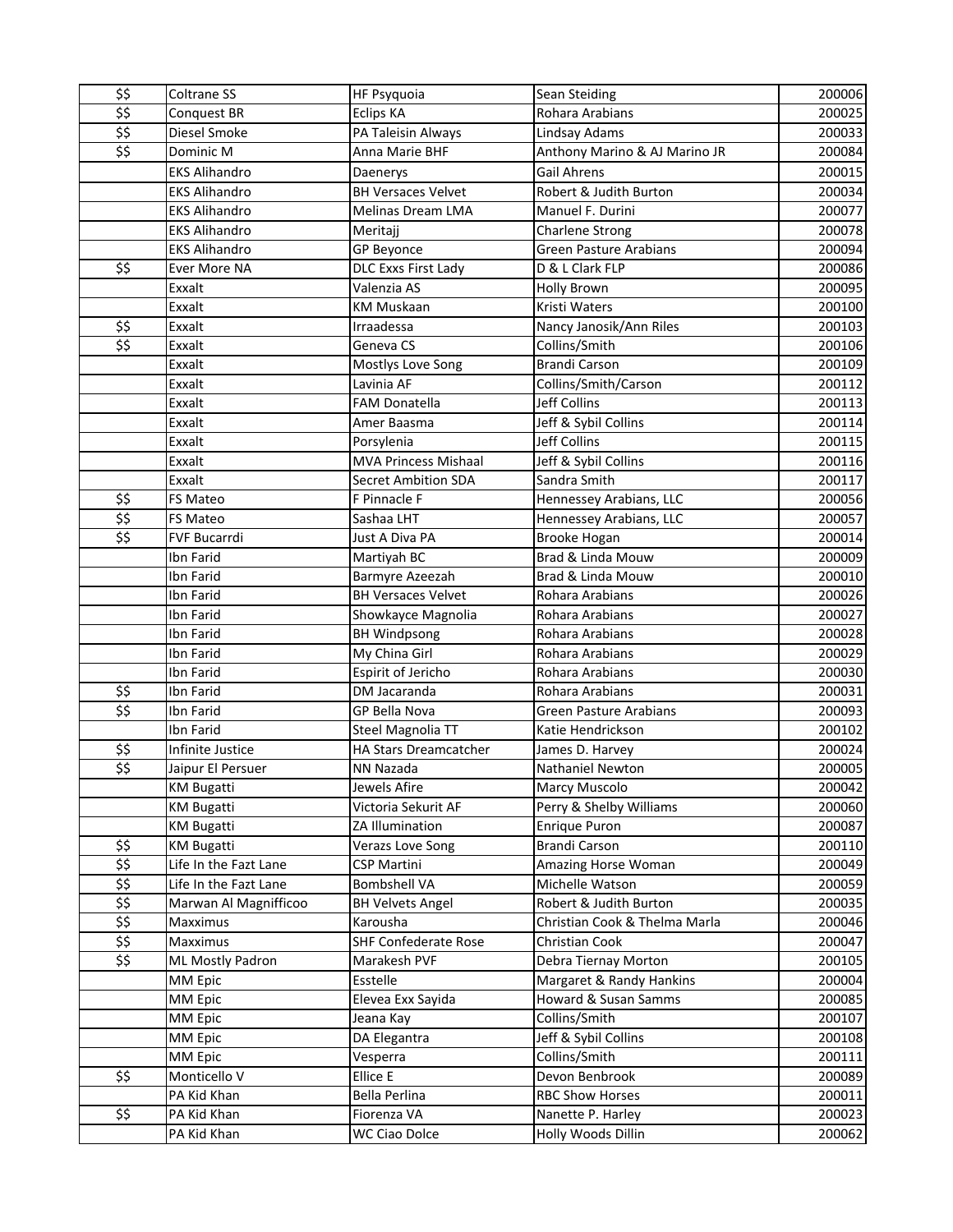| | | | | |
|---|---|---|---|---|
| $$ | Coltrane SS | HF Psyquoia | Sean Steiding | 200006 |
| $$ | Conquest BR | Eclips KA | Rohara Arabians | 200025 |
| $$ | Diesel Smoke | PA Taleisin Always | Lindsay Adams | 200033 |
| $$ | Dominic M | Anna Marie BHF | Anthony Marino & AJ Marino JR | 200084 |
| | EKS Alihandro | Daenerys | Gail Ahrens | 200015 |
| | EKS Alihandro | BH Versaces Velvet | Robert & Judith Burton | 200034 |
| | EKS Alihandro | Melinas Dream LMA | Manuel F. Durini | 200077 |
| | EKS Alihandro | Meritajj | Charlene Strong | 200078 |
| | EKS Alihandro | GP Beyonce | Green Pasture Arabians | 200094 |
| $$ | Ever More NA | DLC Exxs First Lady | D & L Clark FLP | 200086 |
| | Exxalt | Valenzia AS | Holly Brown | 200095 |
| | Exxalt | KM Muskaan | Kristi Waters | 200100 |
| $$ | Exxalt | Irraadessa | Nancy Janosik/Ann Riles | 200103 |
| $$ | Exxalt | Geneva CS | Collins/Smith | 200106 |
| | Exxalt | Mostlys Love Song | Brandi Carson | 200109 |
| | Exxalt | Lavinia AF | Collins/Smith/Carson | 200112 |
| | Exxalt | FAM Donatella | Jeff Collins | 200113 |
| | Exxalt | Amer Baasma | Jeff & Sybil Collins | 200114 |
| | Exxalt | Porsylenia | Jeff Collins | 200115 |
| | Exxalt | MVA Princess Mishaal | Jeff & Sybil Collins | 200116 |
| | Exxalt | Secret Ambition SDA | Sandra Smith | 200117 |
| $$ | FS Mateo | F Pinnacle F | Hennessey Arabians, LLC | 200056 |
| $$ | FS Mateo | Sashaa LHT | Hennessey Arabians, LLC | 200057 |
| $$ | FVF Bucarrdi | Just A Diva PA | Brooke Hogan | 200014 |
| | Ibn Farid | Martiyah BC | Brad & Linda Mouw | 200009 |
| | Ibn Farid | Barmyre Azeezah | Brad & Linda Mouw | 200010 |
| | Ibn Farid | BH Versaces Velvet | Rohara Arabians | 200026 |
| | Ibn Farid | Showkayce Magnolia | Rohara Arabians | 200027 |
| | Ibn Farid | BH Windpsong | Rohara Arabians | 200028 |
| | Ibn Farid | My China Girl | Rohara Arabians | 200029 |
| | Ibn Farid | Espirit of Jericho | Rohara Arabians | 200030 |
| $$ | Ibn Farid | DM Jacaranda | Rohara Arabians | 200031 |
| $$ | Ibn Farid | GP Bella Nova | Green Pasture Arabians | 200093 |
| | Ibn Farid | Steel Magnolia TT | Katie Hendrickson | 200102 |
| $$ | Infinite Justice | HA Stars Dreamcatcher | James D. Harvey | 200024 |
| $$ | Jaipur El Persuer | NN Nazada | Nathaniel Newton | 200005 |
| | KM Bugatti | Jewels Afire | Marcy Muscolo | 200042 |
| | KM Bugatti | Victoria Sekurit AF | Perry & Shelby Williams | 200060 |
| | KM Bugatti | ZA Illumination | Enrique Puron | 200087 |
| $$ | KM Bugatti | Verazs Love Song | Brandi Carson | 200110 |
| $$ | Life In the Fazt Lane | CSP Martini | Amazing Horse Woman | 200049 |
| $$ | Life In the Fazt Lane | Bombshell VA | Michelle Watson | 200059 |
| $$ | Marwan Al Magnifficoo | BH Velvets Angel | Robert & Judith Burton | 200035 |
| $$ | Maxximus | Karousha | Christian Cook & Thelma Marla | 200046 |
| $$ | Maxximus | SHF Confederate Rose | Christian Cook | 200047 |
| $$ | ML Mostly Padron | Marakesh PVF | Debra Tiernay Morton | 200105 |
| | MM Epic | Esstelle | Margaret & Randy Hankins | 200004 |
| | MM Epic | Elevea Exx Sayida | Howard & Susan Samms | 200085 |
| | MM Epic | Jeana Kay | Collins/Smith | 200107 |
| | MM Epic | DA Elegantra | Jeff & Sybil Collins | 200108 |
| | MM Epic | Vesperra | Collins/Smith | 200111 |
| $$ | Monticello V | Ellice E | Devon Benbrook | 200089 |
| | PA Kid Khan | Bella Perlina | RBC Show Horses | 200011 |
| $$ | PA Kid Khan | Fiorenza VA | Nanette P. Harley | 200023 |
| | PA Kid Khan | WC Ciao Dolce | Holly Woods Dillin | 200062 |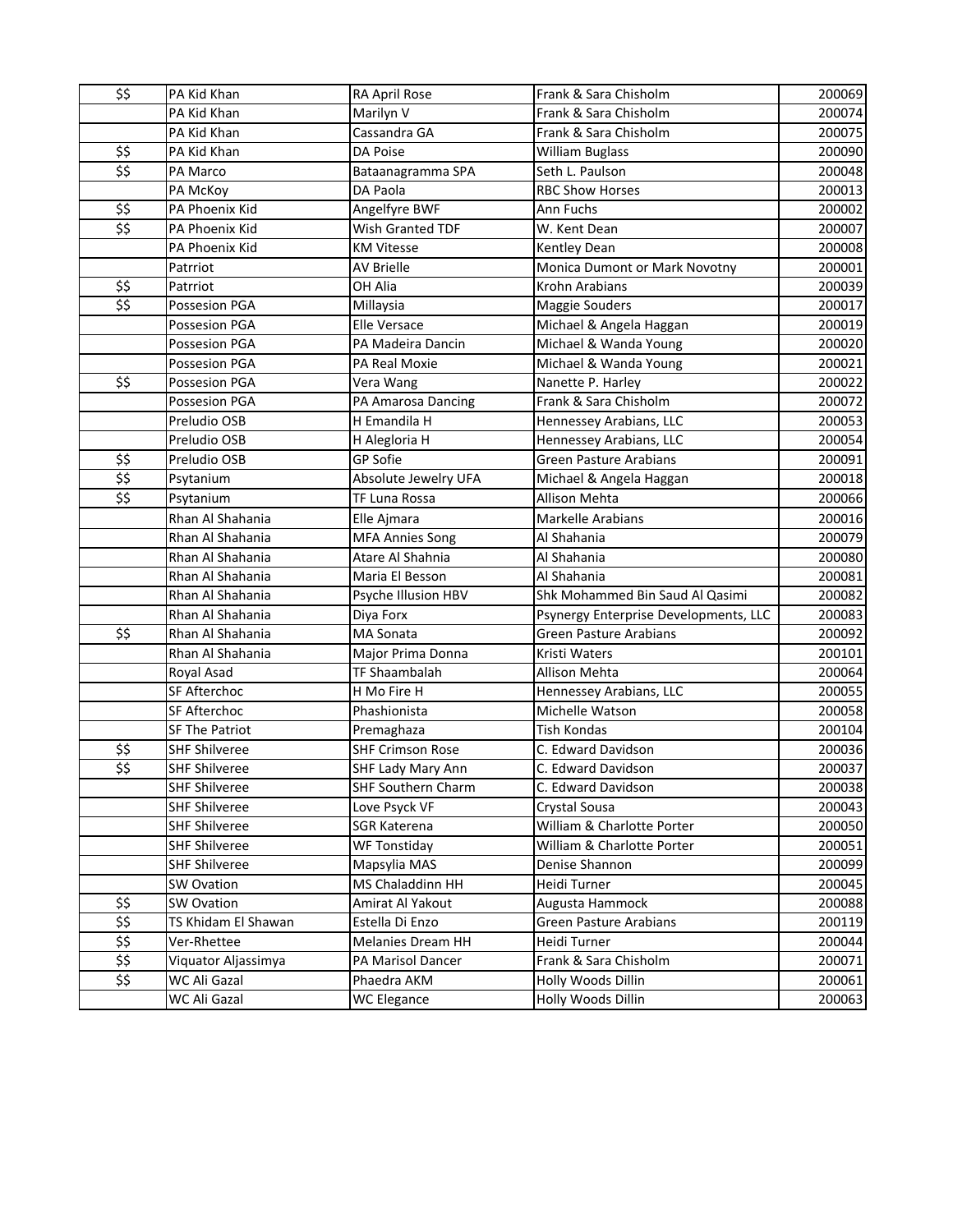| | | | | |
|---|---|---|---|---|
| $$ | PA Kid Khan | RA April Rose | Frank & Sara Chisholm | 200069 |
| | PA Kid Khan | Marilyn V | Frank & Sara Chisholm | 200074 |
| | PA Kid Khan | Cassandra GA | Frank & Sara Chisholm | 200075 |
| $$ | PA Kid Khan | DA Poise | William Buglass | 200090 |
| $$ | PA Marco | Bataanagramma SPA | Seth L. Paulson | 200048 |
| | PA McKoy | DA Paola | RBC Show Horses | 200013 |
| $$ | PA Phoenix Kid | Angelfyre BWF | Ann Fuchs | 200002 |
| $$ | PA Phoenix Kid | Wish Granted TDF | W. Kent Dean | 200007 |
| | PA Phoenix Kid | KM Vitesse | Kentley Dean | 200008 |
| | Patrriot | AV Brielle | Monica Dumont or Mark Novotny | 200001 |
| $$ | Patrriot | OH Alia | Krohn Arabians | 200039 |
| $$ | Possesion PGA | Millaysia | Maggie Souders | 200017 |
| | Possesion PGA | Elle Versace | Michael & Angela Haggan | 200019 |
| | Possesion PGA | PA Madeira Dancin | Michael & Wanda Young | 200020 |
| | Possesion PGA | PA Real Moxie | Michael & Wanda Young | 200021 |
| $$ | Possesion PGA | Vera Wang | Nanette P. Harley | 200022 |
| | Possesion PGA | PA Amarosa Dancing | Frank & Sara Chisholm | 200072 |
| | Preludio OSB | H Emandila H | Hennessey Arabians, LLC | 200053 |
| | Preludio OSB | H Alegloria H | Hennessey Arabians, LLC | 200054 |
| $$ | Preludio OSB | GP Sofie | Green Pasture Arabians | 200091 |
| $$ | Psytanium | Absolute Jewelry UFA | Michael & Angela Haggan | 200018 |
| $$ | Psytanium | TF Luna Rossa | Allison Mehta | 200066 |
| | Rhan Al Shahania | Elle Ajmara | Markelle Arabians | 200016 |
| | Rhan Al Shahania | MFA Annies Song | Al Shahania | 200079 |
| | Rhan Al Shahania | Atare Al Shahnia | Al Shahania | 200080 |
| | Rhan Al Shahania | Maria El Besson | Al Shahania | 200081 |
| | Rhan Al Shahania | Psyche Illusion HBV | Shk Mohammed Bin Saud Al Qasimi | 200082 |
| | Rhan Al Shahania | Diya Forx | Psynergy Enterprise Developments, LLC | 200083 |
| $$ | Rhan Al Shahania | MA Sonata | Green Pasture Arabians | 200092 |
| | Rhan Al Shahania | Major Prima Donna | Kristi Waters | 200101 |
| | Royal Asad | TF Shaambalah | Allison Mehta | 200064 |
| | SF Afterchoc | H Mo Fire H | Hennessey Arabians, LLC | 200055 |
| | SF Afterchoc | Phashionista | Michelle Watson | 200058 |
| | SF The Patriot | Premaghaza | Tish Kondas | 200104 |
| $$ | SHF Shilveree | SHF Crimson Rose | C. Edward Davidson | 200036 |
| $$ | SHF Shilveree | SHF Lady Mary Ann | C. Edward Davidson | 200037 |
| | SHF Shilveree | SHF Southern Charm | C. Edward Davidson | 200038 |
| | SHF Shilveree | Love Psyck VF | Crystal Sousa | 200043 |
| | SHF Shilveree | SGR Katerena | William & Charlotte Porter | 200050 |
| | SHF Shilveree | WF Tonstiday | William & Charlotte Porter | 200051 |
| | SHF Shilveree | Mapsylia MAS | Denise Shannon | 200099 |
| | SW Ovation | MS Chaladdinn HH | Heidi Turner | 200045 |
| $$ | SW Ovation | Amirat Al Yakout | Augusta Hammock | 200088 |
| $$ | TS Khidam El Shawan | Estella Di Enzo | Green Pasture Arabians | 200119 |
| $$ | Ver-Rhettee | Melanies Dream HH | Heidi Turner | 200044 |
| $$ | Viquator Aljassimya | PA Marisol Dancer | Frank & Sara Chisholm | 200071 |
| $$ | WC Ali Gazal | Phaedra AKM | Holly Woods Dillin | 200061 |
| | WC Ali Gazal | WC Elegance | Holly Woods Dillin | 200063 |